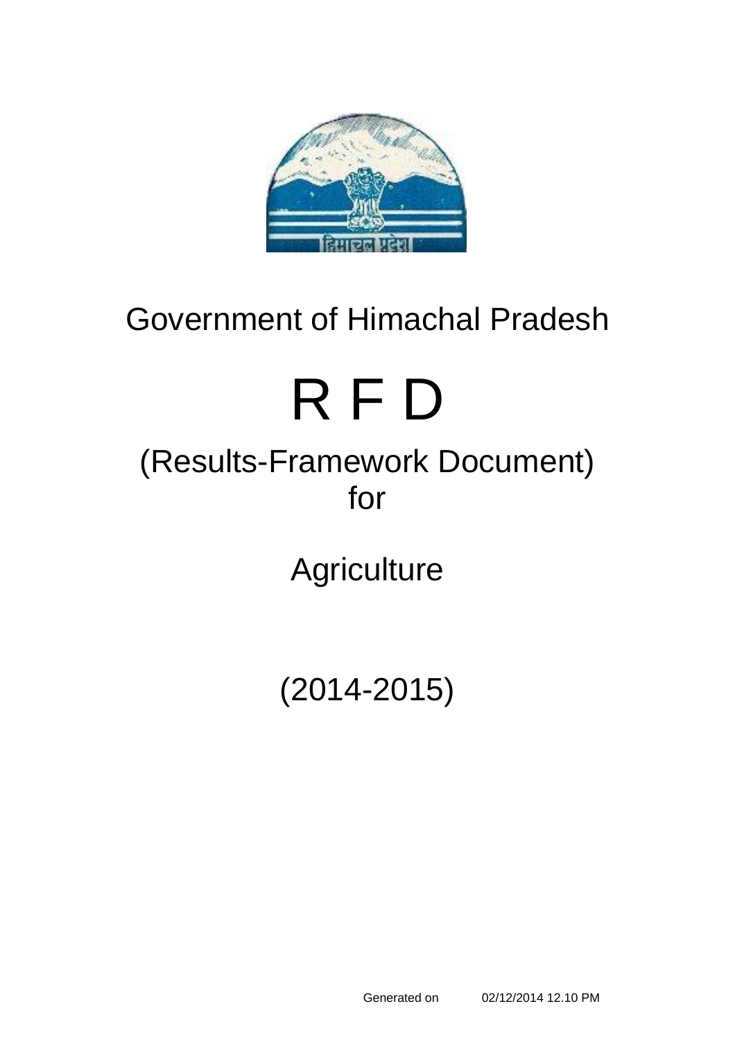Government of Himachal Pradesh

# R F D

## (Results-Framework Document) for

## Agriculture

## (2014-2015)

Generated on 02/12/2014 12.10 PM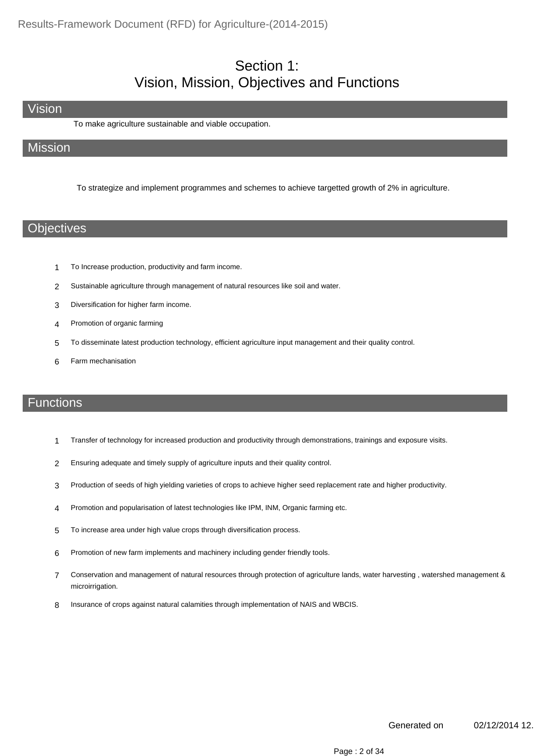# Section 1:
# Vision, Mission, Objectives and Functions

## Vision

To make agriculture sustainable and viable occupation.

## Mission

To strategize and implement programmes and schemes to achieve targetted growth of 2% in agriculture.

## Objectives

1. To Increase production, productivity and farm income.
2. Sustainable agriculture through management of natural resources like soil and water.
3. Diversification for higher farm income.
4. Promotion of organic farming
5. To disseminate latest production technology, efficient agriculture input management and their quality control.
6. Farm mechanisation

## Functions

1. Transfer of technology for increased production and productivity through demonstrations, trainings and exposure visits.
2. Ensuring adequate and timely supply of agriculture inputs and their quality control.
3. Production of seeds of high yielding varieties of crops to achieve higher seed replacement rate and higher productivity.
4. Promotion and popularisation of latest technologies like IPM, INM, Organic farming etc.
5. To increase area under high value crops through diversification process.
6. Promotion of new farm implements and machinery including gender friendly tools.
7. Conservation and management of natural resources through protection of agriculture lands, water harvesting , watershed management & microirrigation.
8. Insurance of crops against natural calamities through implementation of NAIS and WBCIS.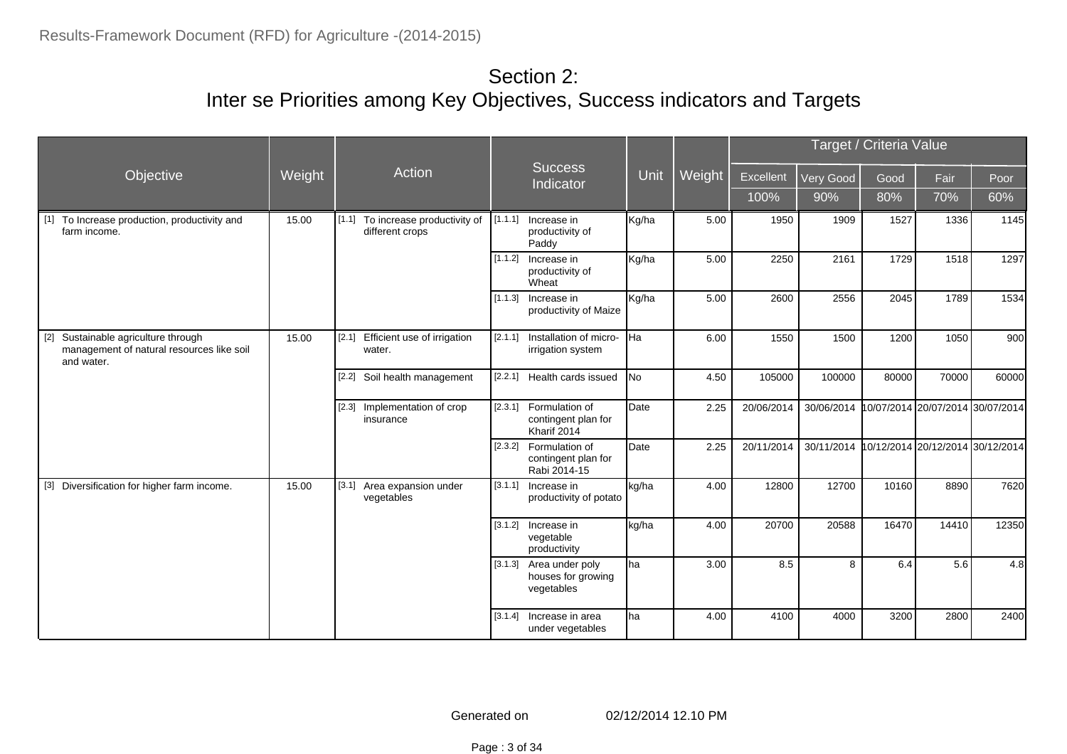# Section 2:
# Inter se Priorities among Key Objectives, Success indicators and Targets

| Objective | Weight | Action | Success Indicator | Unit | Weight | Target / Criteria Value | | | | |
|---|---|---|---|---|---|---|---|---|---|---|
| | | | | | | Excellent | Very Good | Good | Fair | Poor |
| | | | | | | 100% | 90% | 80% | 70% | 60% |
| [1] To Increase production, productivity and farm income. | 15.00 | [1.1] To increase productivity of different crops | [1.1.1] Increase in productivity of Paddy | Kg/ha | 5.00 | 1950 | 1909 | 1527 | 1336 | 1145 |
| | | | [1.1.2] Increase in productivity of Wheat | Kg/ha | 5.00 | 2250 | 2161 | 1729 | 1518 | 1297 |
| | | | [1.1.3] Increase in productivity of Maize | Kg/ha | 5.00 | 2600 | 2556 | 2045 | 1789 | 1534 |
| [2] Sustainable agriculture through management of natural resources like soil and water. | 15.00 | [2.1] Efficient use of irrigation water. | [2.1.1] Installation of micro-irrigation system | Ha | 6.00 | 1550 | 1500 | 1200 | 1050 | 900 |
| | | [2.2] Soil health management | [2.2.1] Health cards issued | No | 4.50 | 105000 | 100000 | 80000 | 70000 | 60000 |
| | | [2.3] Implementation of crop insurance | [2.3.1] Formulation of contingent plan for Kharif 2014 | Date | 2.25 | 20/06/2014 | 30/06/2014 | 10/07/2014 | 20/07/2014 | 30/07/2014 |
| | | | [2.3.2] Formulation of contingent plan for Rabi 2014-15 | Date | 2.25 | 20/11/2014 | 30/11/2014 | 10/12/2014 | 20/12/2014 | 30/12/2014 |
| [3] Diversification for higher farm income. | 15.00 | [3.1] Area expansion under vegetables | [3.1.1] Increase in productivity of potato | kg/ha | 4.00 | 12800 | 12700 | 10160 | 8890 | 7620 |
| | | | [3.1.2] Increase in vegetable productivity | kg/ha | 4.00 | 20700 | 20588 | 16470 | 14410 | 12350 |
| | | | [3.1.3] Area under poly houses for growing vegetables | ha | 3.00 | 8.5 | 8 | 6.4 | 5.6 | 4.8 |
| | | | [3.1.4] Increase in area under vegetables | ha | 4.00 | 4100 | 4000 | 3200 | 2800 | 2400 |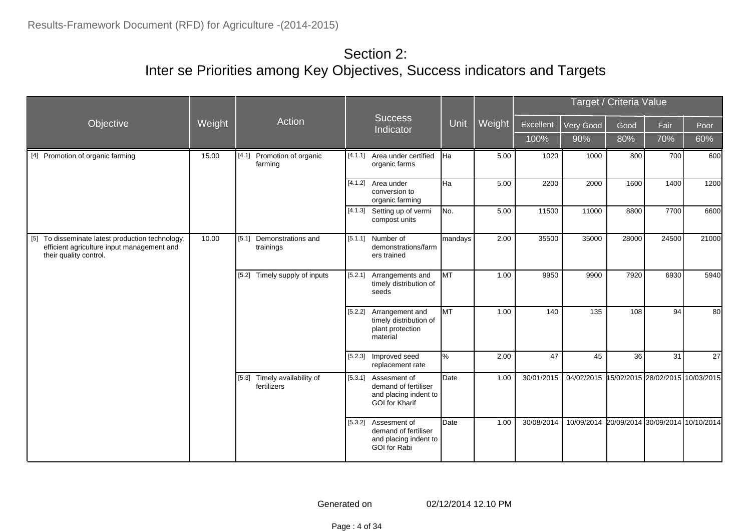# Section 2:
# Inter se Priorities among Key Objectives, Success indicators and Targets

| Objective | Weight | Action | Success Indicator | Unit | Weight | Target / Criteria Value | | | | |
|---|---|---|---|---|---|---|---|---|---|---|
| | | | | | | Excellent | Very Good | Good | Fair | Poor |
| | | | | | | 100% | 90% | 80% | 70% | 60% |
| [4] Promotion of organic farming | 15.00 | [4.1] Promotion of organic farming | [4.1.1] Area under certified organic farms | Ha | 5.00 | 1020 | 1000 | 800 | 700 | 600 |
| | | | [4.1.2] Area under conversion to organic farming | Ha | 5.00 | 2200 | 2000 | 1600 | 1400 | 1200 |
| | | | [4.1.3] Setting up of vermi compost units | No. | 5.00 | 11500 | 11000 | 8800 | 7700 | 6600 |
| [5] To disseminate latest production technology, efficient agriculture input management and their quality control. | 10.00 | [5.1] Demonstrations and trainings | [5.1.1] Number of demonstrations/farmers trained | mandays | 2.00 | 35500 | 35000 | 28000 | 24500 | 21000 |
| | | [5.2] Timely supply of inputs | [5.2.1] Arrangements and timely distribution of seeds | MT | 1.00 | 9950 | 9900 | 7920 | 6930 | 5940 |
| | | | [5.2.2] Arrangement and timely distribution of plant protection material | MT | 1.00 | 140 | 135 | 108 | 94 | 80 |
| | | | [5.2.3] Improved seed replacement rate | % | 2.00 | 47 | 45 | 36 | 31 | 27 |
| | | [5.3] Timely availability of fertilizers | [5.3.1] Assesment of demand of fertiliser and placing indent to GOI for Kharif | Date | 1.00 | 30/01/2015 | 04/02/2015 | 15/02/2015 | 28/02/2015 | 10/03/2015 |
| | | | [5.3.2] Assesment of demand of fertiliser and placing indent to GOI for Rabi | Date | 1.00 | 30/08/2014 | 10/09/2014 | 20/09/2014 | 30/09/2014 | 10/10/2014 |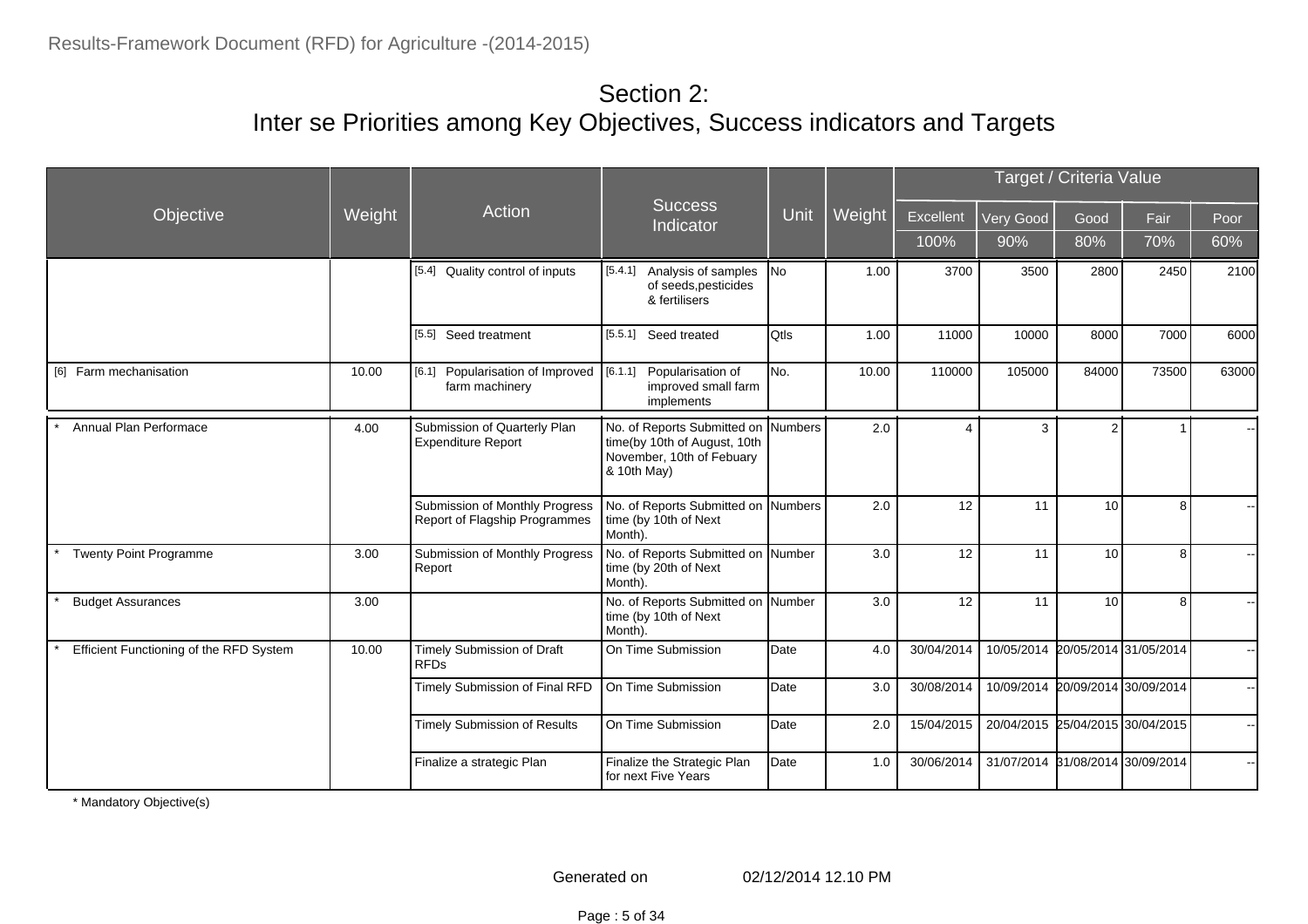# Section 2:
# Inter se Priorities among Key Objectives, Success indicators and Targets

| Objective | Weight | Action | Success Indicator | Unit | Weight | Target / Criteria Value | | | | |
|---|---|---|---|---|---|---|---|---|---|---|
| | | | | | | Excellent | Very Good | Good | Fair | Poor |
| | | | | | | 100% | 90% | 80% | 70% | 60% |
| | | [5.4] Quality control of inputs | [5.4.1] Analysis of samples of seeds,pesticides & fertilisers | No | 1.00 | 3700 | 3500 | 2800 | 2450 | 2100 |
| | | [5.5] Seed treatment | [5.5.1] Seed treated | Qtls | 1.00 | 11000 | 10000 | 8000 | 7000 | 6000 |
| [6] Farm mechanisation | 10.00 | [6.1] Popularisation of Improved farm machinery | [6.1.1] Popularisation of improved small farm implements | No. | 10.00 | 110000 | 105000 | 84000 | 73500 | 63000 |
| * Annual Plan Performace | 4.00 | Submission of Quarterly Plan Expenditure Report | No. of Reports Submitted on time(by 10th of August, 10th November, 10th of Febuary & 10th May) | Numbers | 2.0 | 4 | 3 | 2 | 1 | -- |
| | | Submission of Monthly Progress Report of Flagship Programmes | No. of Reports Submitted on time (by 10th of Next Month). | Numbers | 2.0 | 12 | 11 | 10 | 8 | -- |
| * Twenty Point Programme | 3.00 | Submission of Monthly Progress Report | No. of Reports Submitted on time (by 20th of Next Month). | Number | 3.0 | 12 | 11 | 10 | 8 | -- |
| * Budget Assurances | 3.00 | | No. of Reports Submitted on time (by 10th of Next Month). | Number | 3.0 | 12 | 11 | 10 | 8 | -- |
| * Efficient Functioning of the RFD System | 10.00 | Timely Submission of Draft RFDs | On Time Submission | Date | 4.0 | 30/04/2014 | 10/05/2014 | 20/05/2014 | 31/05/2014 | -- |
| | | Timely Submission of Final RFD | On Time Submission | Date | 3.0 | 30/08/2014 | 10/09/2014 | 20/09/2014 | 30/09/2014 | -- |
| | | Timely Submission of Results | On Time Submission | Date | 2.0 | 15/04/2015 | 20/04/2015 | 25/04/2015 | 30/04/2015 | -- |
| | | Finalize a strategic Plan | Finalize the Strategic Plan for next Five Years | Date | 1.0 | 30/06/2014 | 31/07/2014 | 31/08/2014 | 30/09/2014 | -- |

\* Mandatory Objective(s)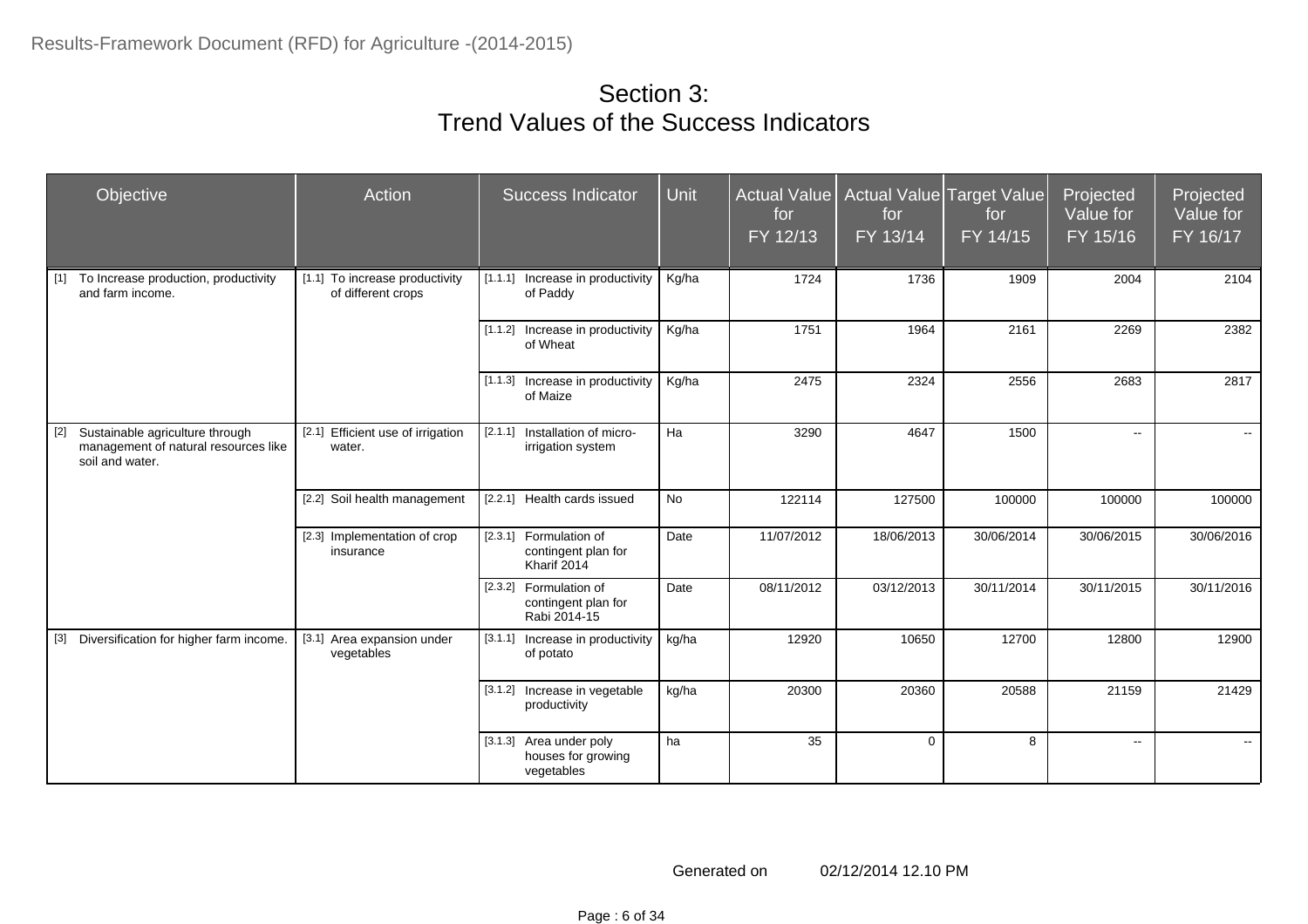# Section 3:
# Trend Values of the Success Indicators

| Objective | Action | Success Indicator | Unit | Actual Value for FY 12/13 | Actual Value for FY 13/14 | Target Value for FY 14/15 | Projected Value for FY 15/16 | Projected Value for FY 16/17 |
|---|---|---|---|---|---|---|---|---|
| [1] To Increase production, productivity and farm income. | [1.1] To increase productivity of different crops | [1.1.1] Increase in productivity of Paddy | Kg/ha | 1724 | 1736 | 1909 | 2004 | 2104 |
| | | [1.1.2] Increase in productivity of Wheat | Kg/ha | 1751 | 1964 | 2161 | 2269 | 2382 |
| | | [1.1.3] Increase in productivity of Maize | Kg/ha | 2475 | 2324 | 2556 | 2683 | 2817 |
| [2] Sustainable agriculture through management of natural resources like soil and water. | [2.1] Efficient use of irrigation water. | [2.1.1] Installation of micro-irrigation system | Ha | 3290 | 4647 | 1500 | -- | -- |
| | [2.2] Soil health management | [2.2.1] Health cards issued | No | 122114 | 127500 | 100000 | 100000 | 100000 |
| | [2.3] Implementation of crop insurance | [2.3.1] Formulation of contingent plan for Kharif 2014 | Date | 11/07/2012 | 18/06/2013 | 30/06/2014 | 30/06/2015 | 30/06/2016 |
| | | [2.3.2] Formulation of contingent plan for Rabi 2014-15 | Date | 08/11/2012 | 03/12/2013 | 30/11/2014 | 30/11/2015 | 30/11/2016 |
| [3] Diversification for higher farm income. | [3.1] Area expansion under vegetables | [3.1.1] Increase in productivity of potato | kg/ha | 12920 | 10650 | 12700 | 12800 | 12900 |
| | | [3.1.2] Increase in vegetable productivity | kg/ha | 20300 | 20360 | 20588 | 21159 | 21429 |
| | | [3.1.3] Area under poly houses for growing vegetables | ha | 35 | 0 | 8 | -- | -- |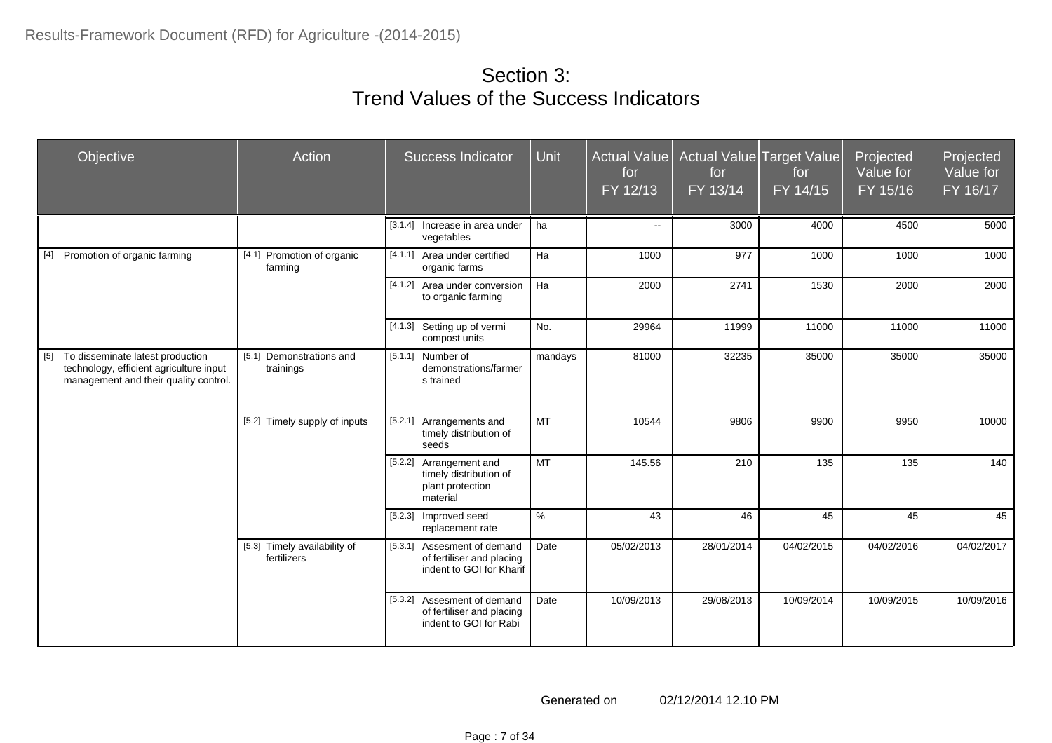## Section 3:
## Trend Values of the Success Indicators

| Objective | Action | Success Indicator | Unit | Actual Value for FY 12/13 | Actual Value for FY 13/14 | Target Value for FY 14/15 | Projected Value for FY 15/16 | Projected Value for FY 16/17 |
|---|---|---|---|---|---|---|---|---|
| | | [3.1.4] Increase in area under vegetables | ha | -- | 3000 | 4000 | 4500 | 5000 |
| [4] Promotion of organic farming | [4.1] Promotion of organic farming | [4.1.1] Area under certified organic farms | Ha | 1000 | 977 | 1000 | 1000 | 1000 |
| | | [4.1.2] Area under conversion to organic farming | Ha | 2000 | 2741 | 1530 | 2000 | 2000 |
| | | [4.1.3] Setting up of vermi compost units | No. | 29964 | 11999 | 11000 | 11000 | 11000 |
| [5] To disseminate latest production technology, efficient agriculture input management and their quality control. | [5.1] Demonstrations and trainings | [5.1.1] Number of demonstrations/farmers trained | mandays | 81000 | 32235 | 35000 | 35000 | 35000 |
| | [5.2] Timely supply of inputs | [5.2.1] Arrangements and timely distribution of seeds | MT | 10544 | 9806 | 9900 | 9950 | 10000 |
| | | [5.2.2] Arrangement and timely distribution of plant protection material | MT | 145.56 | 210 | 135 | 135 | 140 |
| | | [5.2.3] Improved seed replacement rate | % | 43 | 46 | 45 | 45 | 45 |
| | [5.3] Timely availability of fertilizers | [5.3.1] Assesment of demand of fertiliser and placing indent to GOI for Kharif | Date | 05/02/2013 | 28/01/2014 | 04/02/2015 | 04/02/2016 | 04/02/2017 |
| | | [5.3.2] Assesment of demand of fertiliser and placing indent to GOI for Rabi | Date | 10/09/2013 | 29/08/2013 | 10/09/2014 | 10/09/2015 | 10/09/2016 |

Generated on 02/12/2014 12.10 PM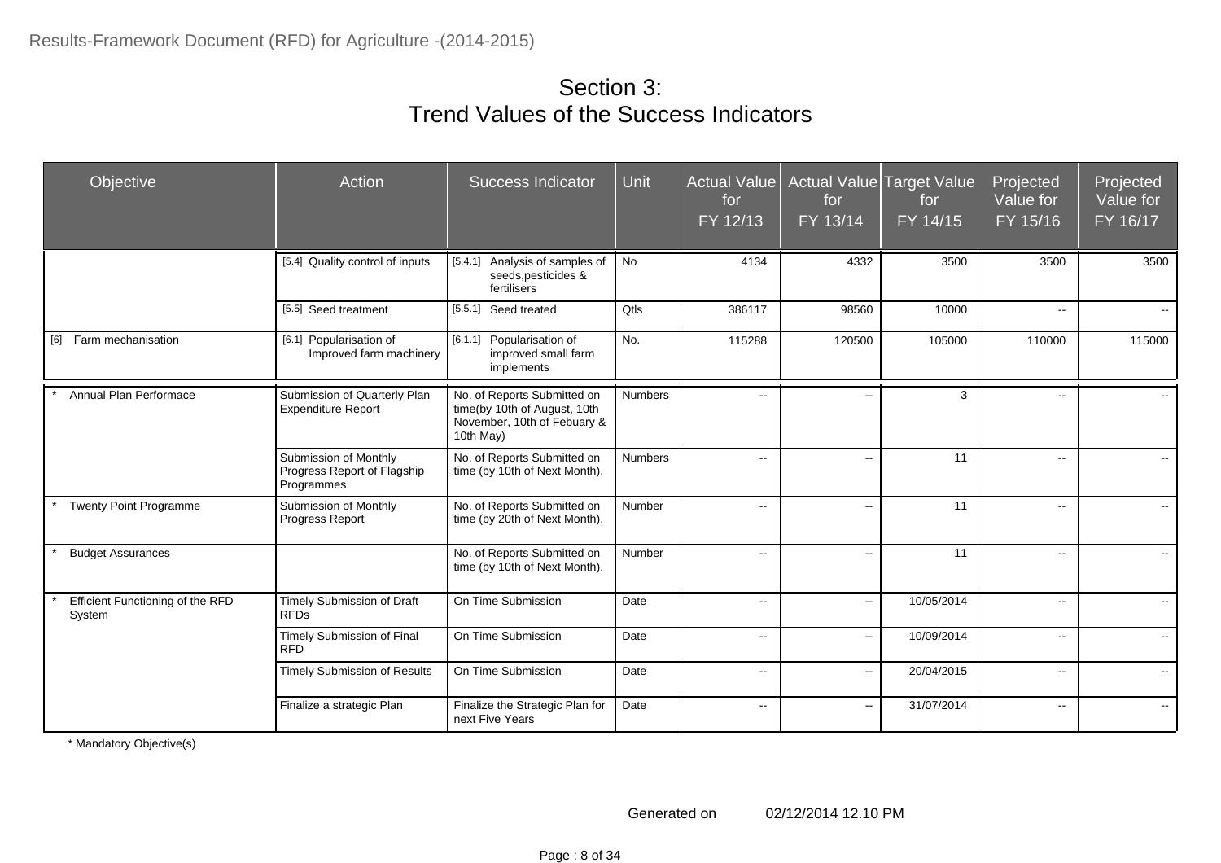# Section 3:
# Trend Values of the Success Indicators

| Objective | Action | Success Indicator | Unit | Actual Value for FY 12/13 | Actual Value for FY 13/14 | Target Value for FY 14/15 | Projected Value for FY 15/16 | Projected Value for FY 16/17 |
|---|---|---|---|---|---|---|---|---|
| | [5.4] Quality control of inputs | [5.4.1] Analysis of samples of seeds,pesticides & fertilisers | No | 4134 | 4332 | 3500 | 3500 | 3500 |
| | [5.5] Seed treatment | [5.5.1] Seed treated | Qtls | 386117 | 98560 | 10000 | -- | -- |
| [6] Farm mechanisation | [6.1] Popularisation of Improved farm machinery | [6.1.1] Popularisation of improved small farm implements | No. | 115288 | 120500 | 105000 | 110000 | 115000 |
| * Annual Plan Performace | Submission of Quarterly Plan Expenditure Report | No. of Reports Submitted on time(by 10th of August, 10th November, 10th of Febuary & 10th May) | Numbers | -- | -- | 3 | -- | -- |
| | Submission of Monthly Progress Report of Flagship Programmes | No. of Reports Submitted on time (by 10th of Next Month). | Numbers | -- | -- | 11 | -- | -- |
| * Twenty Point Programme | Submission of Monthly Progress Report | No. of Reports Submitted on time (by 20th of Next Month). | Number | -- | -- | 11 | -- | -- |
| * Budget Assurances | | No. of Reports Submitted on time (by 10th of Next Month). | Number | -- | -- | 11 | -- | -- |
| * Efficient Functioning of the RFD System | Timely Submission of Draft RFDs | On Time Submission | Date | -- | -- | 10/05/2014 | -- | -- |
| | Timely Submission of Final RFD | On Time Submission | Date | -- | -- | 10/09/2014 | -- | -- |
| | Timely Submission of Results | On Time Submission | Date | -- | -- | 20/04/2015 | -- | -- |
| | Finalize a strategic Plan | Finalize the Strategic Plan for next Five Years | Date | -- | -- | 31/07/2014 | -- | -- |

\* Mandatory Objective(s)

Generated on 02/12/2014 12.10 PM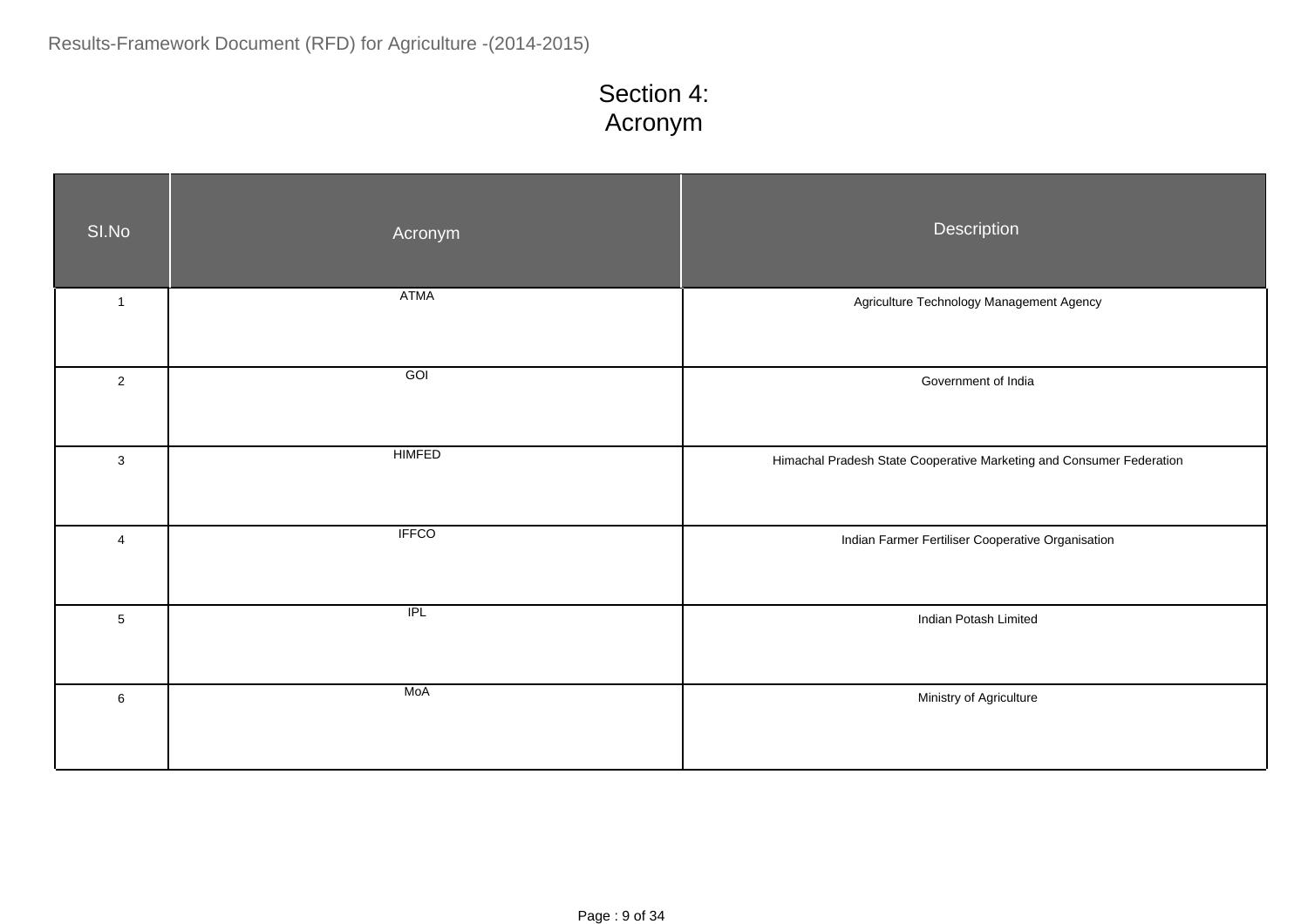# Section 4:
# Acronym

| SI.No | Acronym | Description |
|---|---|---|
| 1 | ATMA | Agriculture Technology Management Agency |
| 2 | GOI | Government of India |
| 3 | HIMFED | Himachal Pradesh State Cooperative Marketing and Consumer Federation |
| 4 | IFFCO | Indian Farmer Fertiliser Cooperative Organisation |
| 5 | IPL | Indian Potash Limited |
| 6 | MoA | Ministry of Agriculture |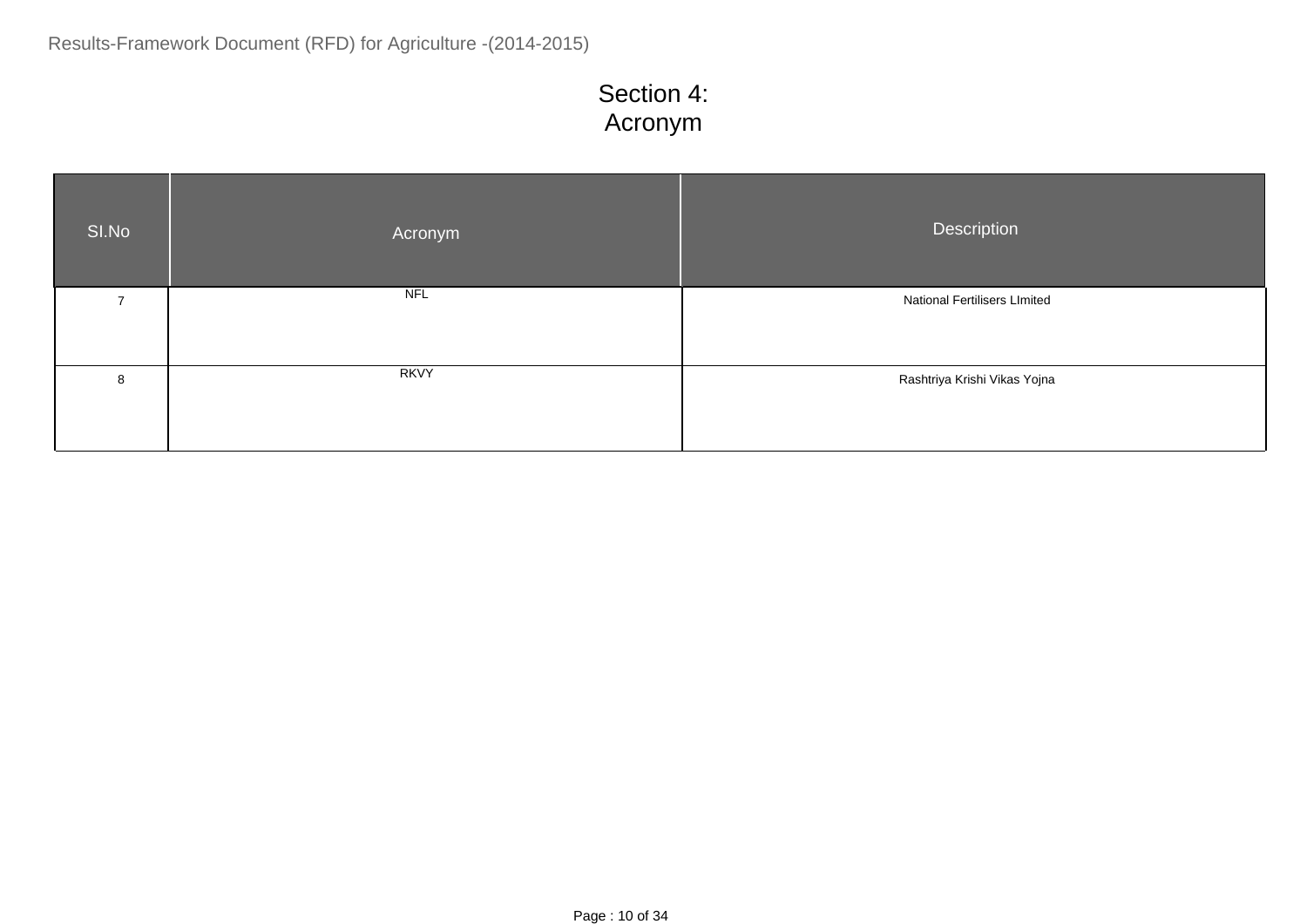# Section 4: Acronym

| SI.No | Acronym | Description |
|---|---|---|
| 7 | NFL | National Fertilisers LImited |
| 8 | RKVY | Rashtriya Krishi Vikas Yojna |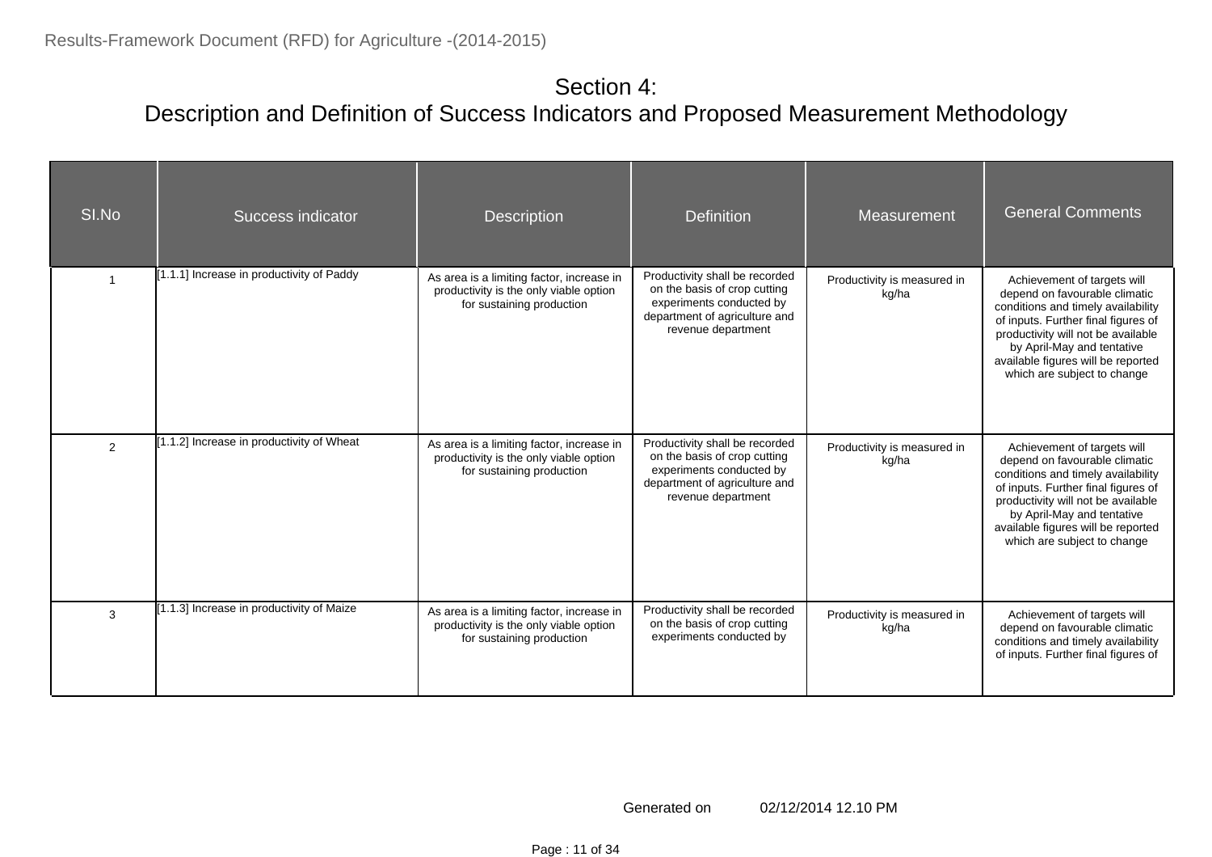# Section 4:
# Description and Definition of Success Indicators and Proposed Measurement Methodology

| SI.No | Success indicator | Description | Definition | Measurement | General Comments |
|---|---|---|---|---|---|
| 1 | [1.1.1] Increase in productivity of Paddy | As area is a limiting factor, increase in productivity is the only viable option for sustaining production | Productivity shall be recorded on the basis of crop cutting experiments conducted by department of agriculture and revenue department | Productivity is measured in kg/ha | Achievement of targets will depend on favourable climatic conditions and timely availability of inputs. Further final figures of productivity will not be available by April-May and tentative available figures will be reported which are subject to change |
| 2 | [1.1.2] Increase in productivity of Wheat | As area is a limiting factor, increase in productivity is the only viable option for sustaining production | Productivity shall be recorded on the basis of crop cutting experiments conducted by department of agriculture and revenue department | Productivity is measured in kg/ha | Achievement of targets will depend on favourable climatic conditions and timely availability of inputs. Further final figures of productivity will not be available by April-May and tentative available figures will be reported which are subject to change |
| 3 | [1.1.3] Increase in productivity of Maize | As area is a limiting factor, increase in productivity is the only viable option for sustaining production | Productivity shall be recorded on the basis of crop cutting experiments conducted by | Productivity is measured in kg/ha | Achievement of targets will depend on favourable climatic conditions and timely availability of inputs. Further final figures of |

Generated on 02/12/2014 12.10 PM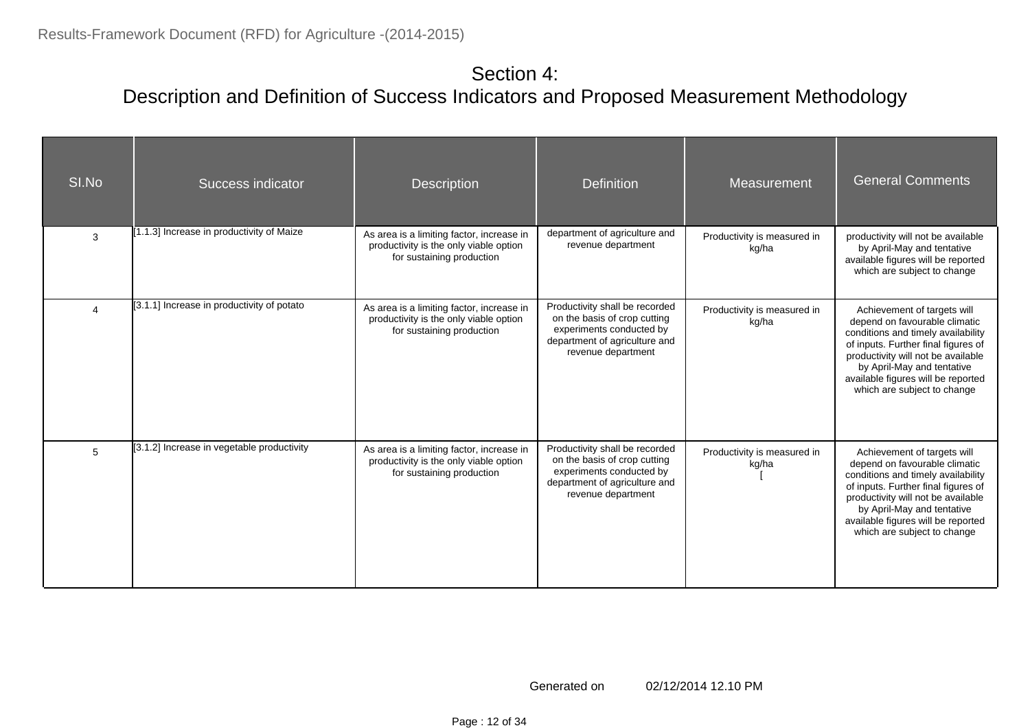# Section 4:
## Description and Definition of Success Indicators and Proposed Measurement Methodology

| SI.No | Success indicator | Description | Definition | Measurement | General Comments |
|---|---|---|---|---|---|
| 3 | [1.1.3] Increase in productivity of Maize | As area is a limiting factor, increase in productivity is the only viable option for sustaining production | department of agriculture and revenue department | Productivity is measured in kg/ha | productivity will not be available by April-May and tentative available figures will be reported which are subject to change |
| 4 | [3.1.1] Increase in productivity of potato | As area is a limiting factor, increase in productivity is the only viable option for sustaining production | Productivity shall be recorded on the basis of crop cutting experiments conducted by department of agriculture and revenue department | Productivity is measured in kg/ha | Achievement of targets will depend on favourable climatic conditions and timely availability of inputs. Further final figures of productivity will not be available by April-May and tentative available figures will be reported which are subject to change |
| 5 | [3.1.2] Increase in vegetable productivity | As area is a limiting factor, increase in productivity is the only viable option for sustaining production | Productivity shall be recorded on the basis of crop cutting experiments conducted by department of agriculture and revenue department | Productivity is measured in kg/ha [ | Achievement of targets will depend on favourable climatic conditions and timely availability of inputs. Further final figures of productivity will not be available by April-May and tentative available figures will be reported which are subject to change |

Generated on 02/12/2014 12.10 PM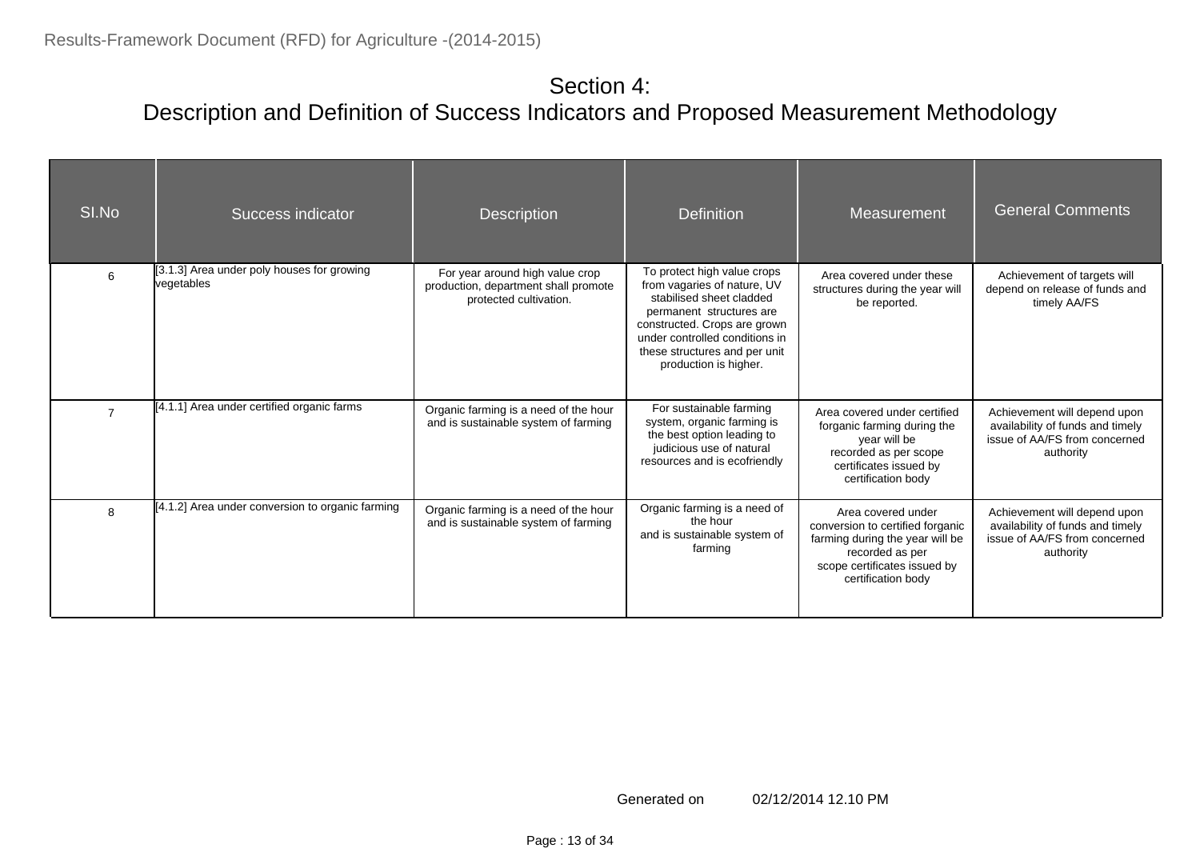# Section 4:
## Description and Definition of Success Indicators and Proposed Measurement Methodology

| SI.No | Success indicator | Description | Definition | Measurement | General Comments |
|---|---|---|---|---|---|
| 6 | [3.1.3] Area under poly houses for growing vegetables | For year around high value crop production, department shall promote protected cultivation. | To protect high value crops from vagaries of nature, UV stabilised sheet cladded permanent structures are constructed. Crops are grown under controlled conditions in these structures and per unit production is higher. | Area covered under these structures during the year will be reported. | Achievement of targets will depend on release of funds and timely AA/FS |
| 7 | [4.1.1] Area under certified organic farms | Organic farming is a need of the hour and is sustainable system of farming | For sustainable farming system, organic farming is the best option leading to judicious use of natural resources and is ecofriendly | Area covered under certified forganic farming during the year will be recorded as per scope certificates issued by certification body | Achievement will depend upon availability of funds and timely issue of AA/FS from concerned authority |
| 8 | [4.1.2] Area under conversion to organic farming | Organic farming is a need of the hour and is sustainable system of farming | Organic farming is a need of the hour and is sustainable system of farming | Area covered under conversion to certified forganic farming during the year will be recorded as per scope certificates issued by certification body | Achievement will depend upon availability of funds and timely issue of AA/FS from concerned authority |

Generated on 02/12/2014 12.10 PM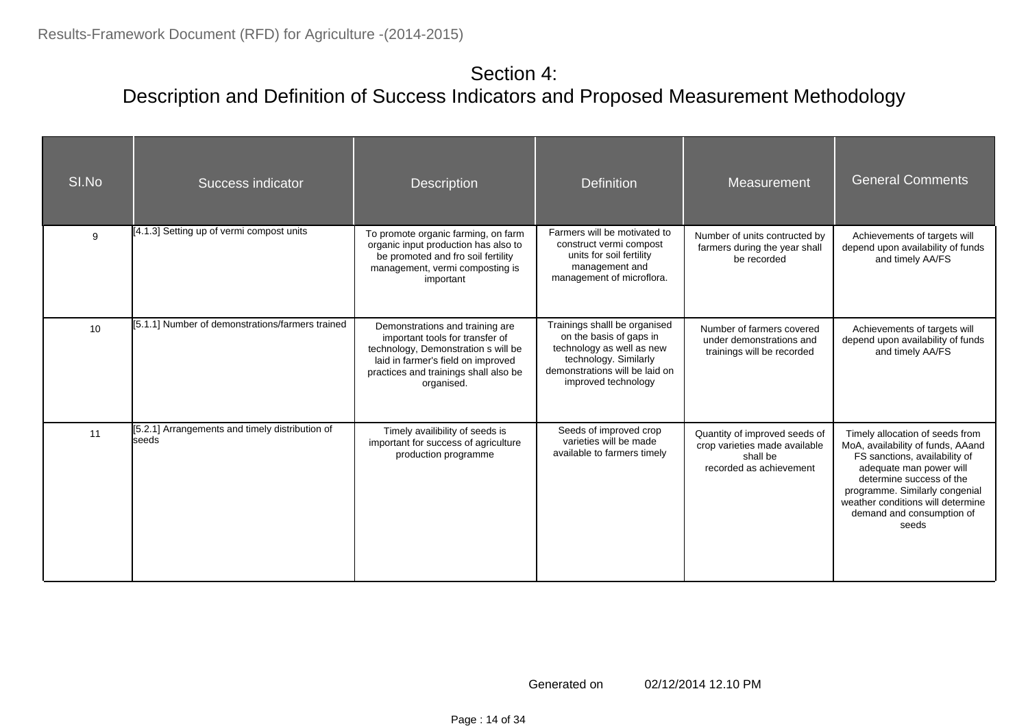# Section 4:
## Description and Definition of Success Indicators and Proposed Measurement Methodology

| SI.No | Success indicator | Description | Definition | Measurement | General Comments |
|---|---|---|---|---|---|
| 9 | [4.1.3] Setting up of vermi compost units | To promote organic farming, on farm organic input production has also to be promoted and fro soil fertility management, vermi composting is important | Farmers will be motivated to construct vermi compost units for soil fertility management and management of microflora. | Number of units contructed by farmers during the year shall be recorded | Achievements of targets will depend upon availability of funds and timely AA/FS |
| 10 | [5.1.1] Number of demonstrations/farmers trained | Demonstrations and training are important tools for transfer of technology, Demonstration s will be laid in farmer's field on improved practices and trainings shall also be organised. | Trainings shalll be organised on the basis of gaps in technology as well as new technology. Similarly demonstrations will be laid on improved technology | Number of farmers covered under demonstrations and trainings will be recorded | Achievements of targets will depend upon availability of funds and timely AA/FS |
| 11 | [5.2.1] Arrangements and timely distribution of seeds | Timely availibility of seeds is important for success of agriculture production programme | Seeds of improved crop varieties will be made available to farmers timely | Quantity of improved seeds of crop varieties made available shall be recorded as achievement | Timely allocation of seeds from MoA, availability of funds, AAand FS sanctions, availability of adequate man power will determine success of the programme. Similarly congenial weather conditions will determine demand and consumption of seeds |

Generated on 02/12/2014 12.10 PM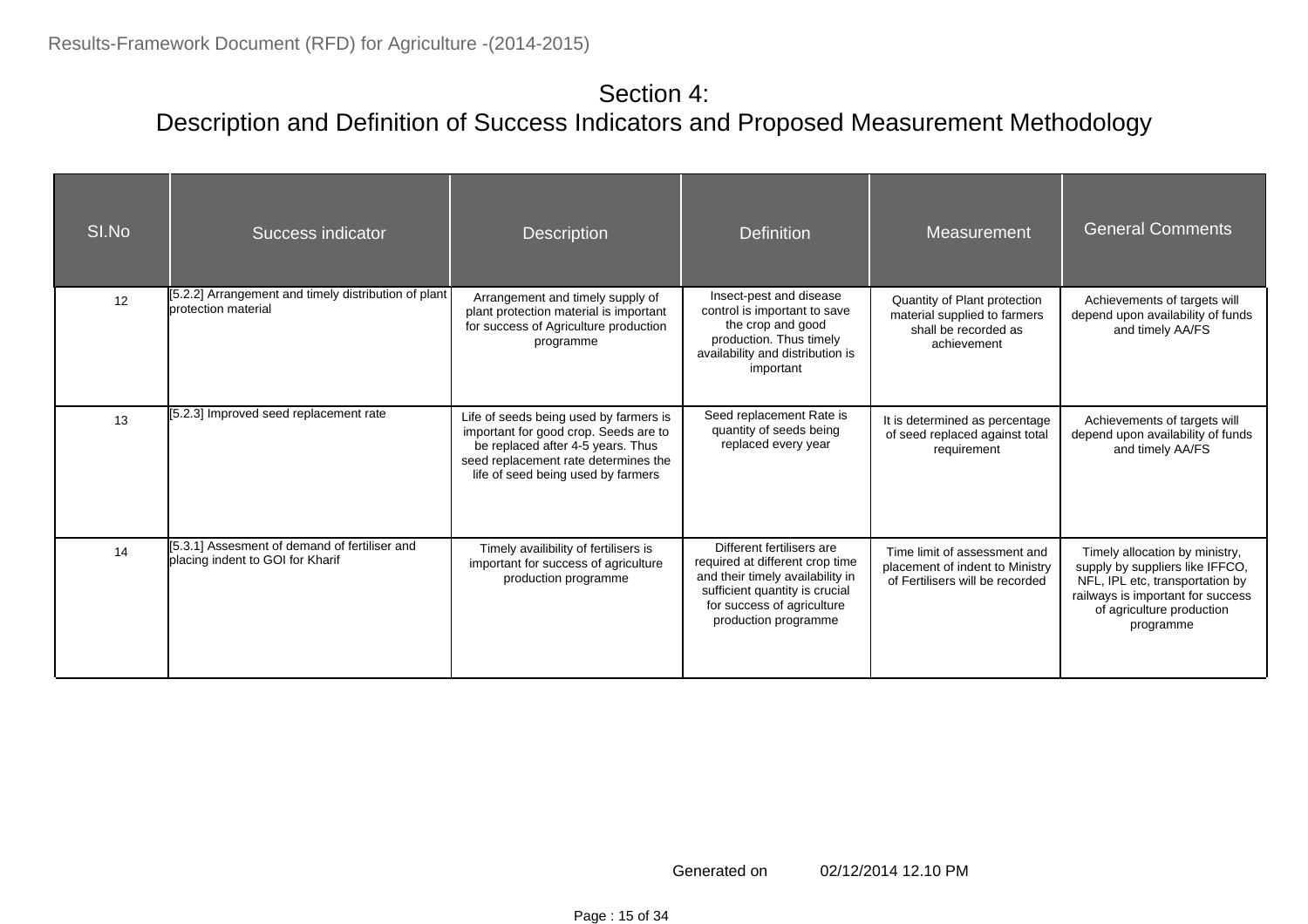# Section 4:
## Description and Definition of Success Indicators and Proposed Measurement Methodology

| SI.No | Success indicator | Description | Definition | Measurement | General Comments |
|---|---|---|---|---|---|
| 12 | [5.2.2] Arrangement and timely distribution of plant protection material | Arrangement and timely supply of plant protection material is important for success of Agriculture production programme | Insect-pest and disease control is important to save the crop and good production. Thus timely availability and distribution is important | Quantity of Plant protection material supplied to farmers shall be recorded as achievement | Achievements of targets will depend upon availability of funds and timely AA/FS |
| 13 | [5.2.3] Improved seed replacement rate | Life of seeds being used by farmers is important for good crop. Seeds are to be replaced after 4-5 years. Thus seed replacement rate determines the life of seed being used by farmers | Seed replacement Rate is quantity of seeds being replaced every year | It is determined as percentage of seed replaced against total requirement | Achievements of targets will depend upon availability of funds and timely AA/FS |
| 14 | [5.3.1] Assesment of demand of fertiliser and placing indent to GOI for Kharif | Timely availibility of fertilisers is important for success of agriculture production programme | Different fertilisers are required at different crop time and their timely availability in sufficient quantity is crucial for success of agriculture production programme | Time limit of assessment and placement of indent to Ministry of Fertilisers will be recorded | Timely allocation by ministry, supply by suppliers like IFFCO, NFL, IPL etc, transportation by railways is important for success of agriculture production programme |

Generated on 02/12/2014 12.10 PM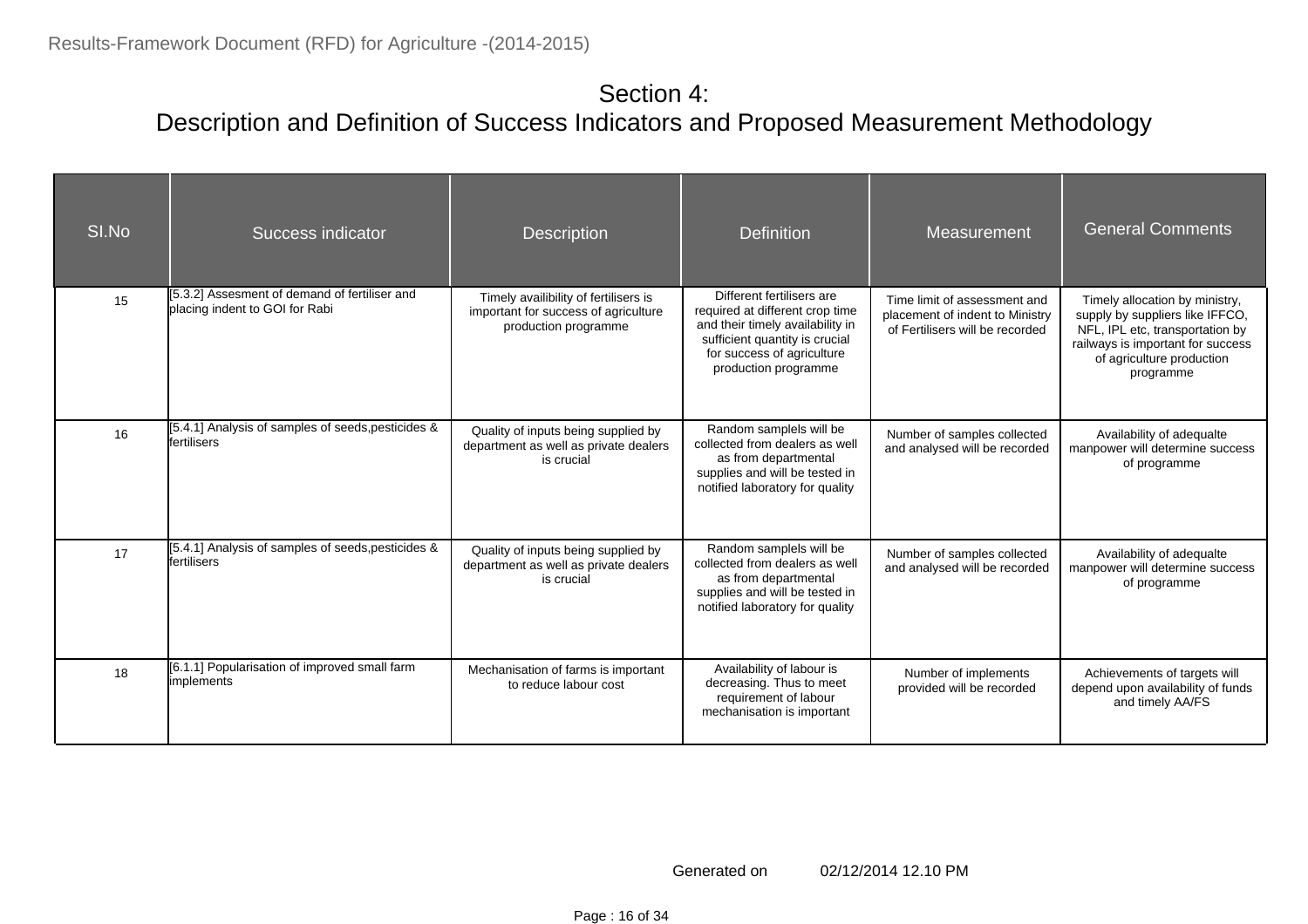# Section 4:
## Description and Definition of Success Indicators and Proposed Measurement Methodology

| SI.No | Success indicator | Description | Definition | Measurement | General Comments |
|---|---|---|---|---|---|
| 15 | [5.3.2] Assesment of demand of fertiliser and placing indent to GOI for Rabi | Timely availibility of fertilisers is important for success of agriculture production programme | Different fertilisers are required at different crop time and their timely availability in sufficient quantity is crucial for success of agriculture production programme | Time limit of assessment and placement of indent to Ministry of Fertilisers will be recorded | Timely allocation by ministry, supply by suppliers like IFFCO, NFL, IPL etc, transportation by railways is important for success of agriculture production programme |
| 16 | [5.4.1] Analysis of samples of seeds,pesticides & fertilisers | Quality of inputs being supplied by department as well as private dealers is crucial | Random samplels will be collected from dealers as well as from departmental supplies and will be tested in notified laboratory for quality | Number of samples collected and analysed will be recorded | Availability of adequalte manpower will determine success of programme |
| 17 | [5.4.1] Analysis of samples of seeds,pesticides & fertilisers | Quality of inputs being supplied by department as well as private dealers is crucial | Random samplels will be collected from dealers as well as from departmental supplies and will be tested in notified laboratory for quality | Number of samples collected and analysed will be recorded | Availability of adequalte manpower will determine success of programme |
| 18 | [6.1.1] Popularisation of improved small farm implements | Mechanisation of farms is important to reduce labour cost | Availability of labour is decreasing. Thus to meet requirement of labour mechanisation is important | Number of implements provided will be recorded | Achievements of targets will depend upon availability of funds and timely AA/FS |

Generated on 02/12/2014 12.10 PM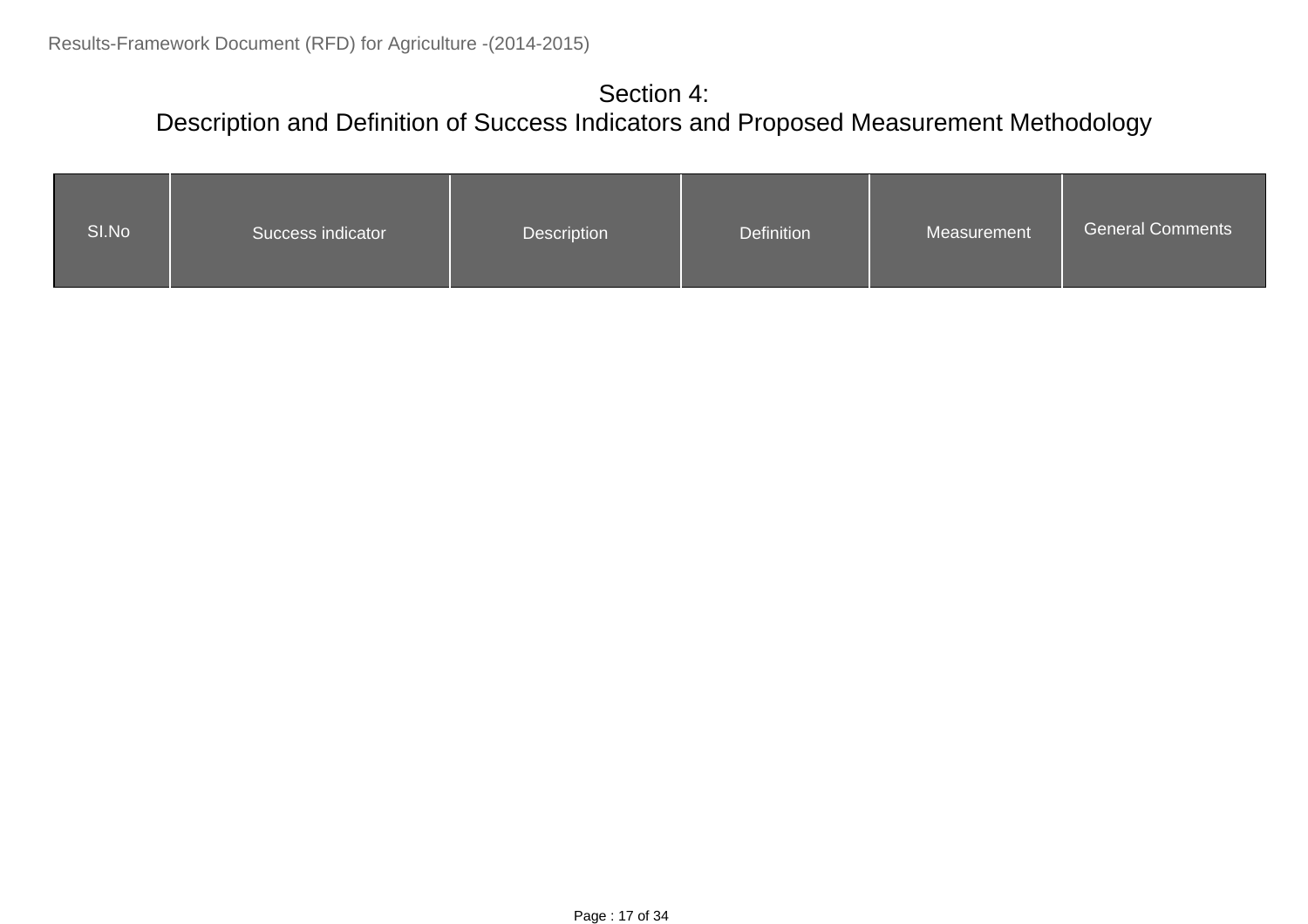# Section 4:
# Description and Definition of Success Indicators and Proposed Measurement Methodology

| SI.No | Success indicator | Description | Definition | Measurement | General Comments |
|---|---|---|---|---|---|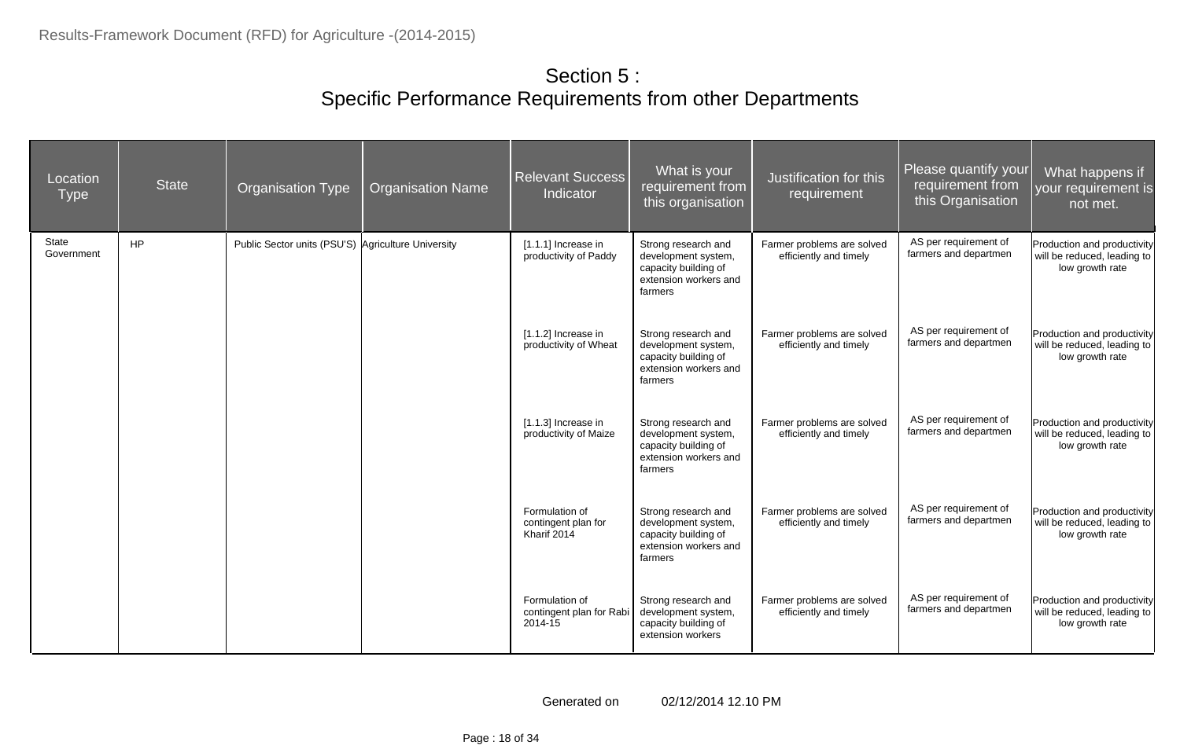# Section 5 : Specific Performance Requirements from other Departments

| Location Type | State | Organisation Type | Organisation Name | Relevant Success Indicator | What is your requirement from this organisation | Justification for this requirement | Please quantify your requirement from this Organisation | What happens if your requirement is not met. |
|---|---|---|---|---|---|---|---|---|
| State Government | HP | Public Sector units (PSU'S) | Agriculture University | [1.1.1] Increase in productivity of Paddy | Strong research and development system, capacity building of extension workers and farmers | Farmer problems are solved efficiently and timely | AS per requirement of farmers and departmen | Production and productivity will be reduced, leading to low growth rate |
| | | | | [1.1.2] Increase in productivity of Wheat | Strong research and development system, capacity building of extension workers and farmers | Farmer problems are solved efficiently and timely | AS per requirement of farmers and departmen | Production and productivity will be reduced, leading to low growth rate |
| | | | | [1.1.3] Increase in productivity of Maize | Strong research and development system, capacity building of extension workers and farmers | Farmer problems are solved efficiently and timely | AS per requirement of farmers and departmen | Production and productivity will be reduced, leading to low growth rate |
| | | | | Formulation of contingent plan for Kharif 2014 | Strong research and development system, capacity building of extension workers and farmers | Farmer problems are solved efficiently and timely | AS per requirement of farmers and departmen | Production and productivity will be reduced, leading to low growth rate |
| | | | | Formulation of contingent plan for Rabi 2014-15 | Strong research and development system, capacity building of extension workers | Farmer problems are solved efficiently and timely | AS per requirement of farmers and departmen | Production and productivity will be reduced, leading to low growth rate |

Generated on 02/12/2014 12.10 PM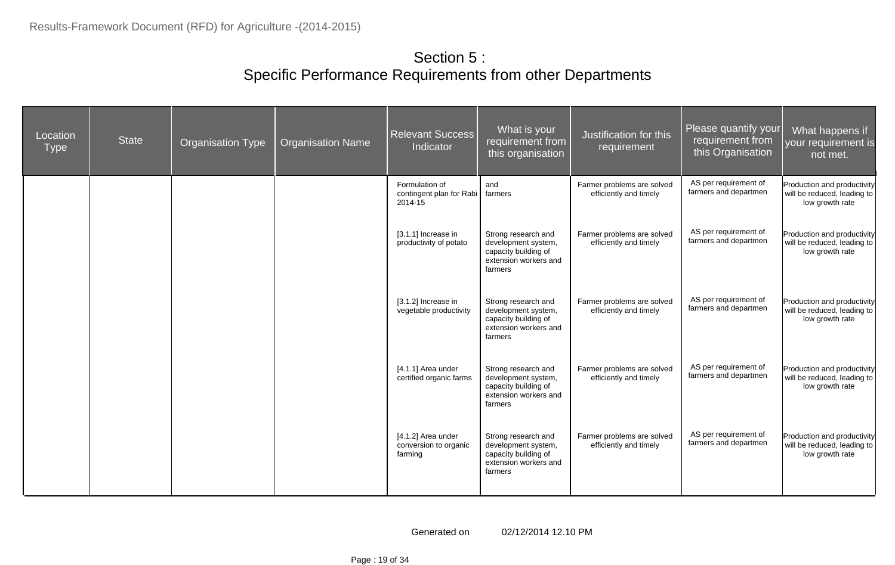# Section 5 : Specific Performance Requirements from other Departments

| Location Type | State | Organisation Type | Organisation Name | Relevant Success Indicator | What is your requirement from this organisation | Justification for this requirement | Please quantify your requirement from this Organisation | What happens if your requirement is not met. |
|---|---|---|---|---|---|---|---|---|
| | | | | Formulation of contingent plan for Rabi 2014-15 | and farmers | Farmer problems are solved efficiently and timely | AS per requirement of farmers and departmen | Production and productivity will be reduced, leading to low growth rate |
| | | | | [3.1.1] Increase in productivity of potato | Strong research and development system, capacity building of extension workers and farmers | Farmer problems are solved efficiently and timely | AS per requirement of farmers and departmen | Production and productivity will be reduced, leading to low growth rate |
| | | | | [3.1.2] Increase in vegetable productivity | Strong research and development system, capacity building of extension workers and farmers | Farmer problems are solved efficiently and timely | AS per requirement of farmers and departmen | Production and productivity will be reduced, leading to low growth rate |
| | | | | [4.1.1] Area under certified organic farms | Strong research and development system, capacity building of extension workers and farmers | Farmer problems are solved efficiently and timely | AS per requirement of farmers and departmen | Production and productivity will be reduced, leading to low growth rate |
| | | | | [4.1.2] Area under conversion to organic farming | Strong research and development system, capacity building of extension workers and farmers | Farmer problems are solved efficiently and timely | AS per requirement of farmers and departmen | Production and productivity will be reduced, leading to low growth rate |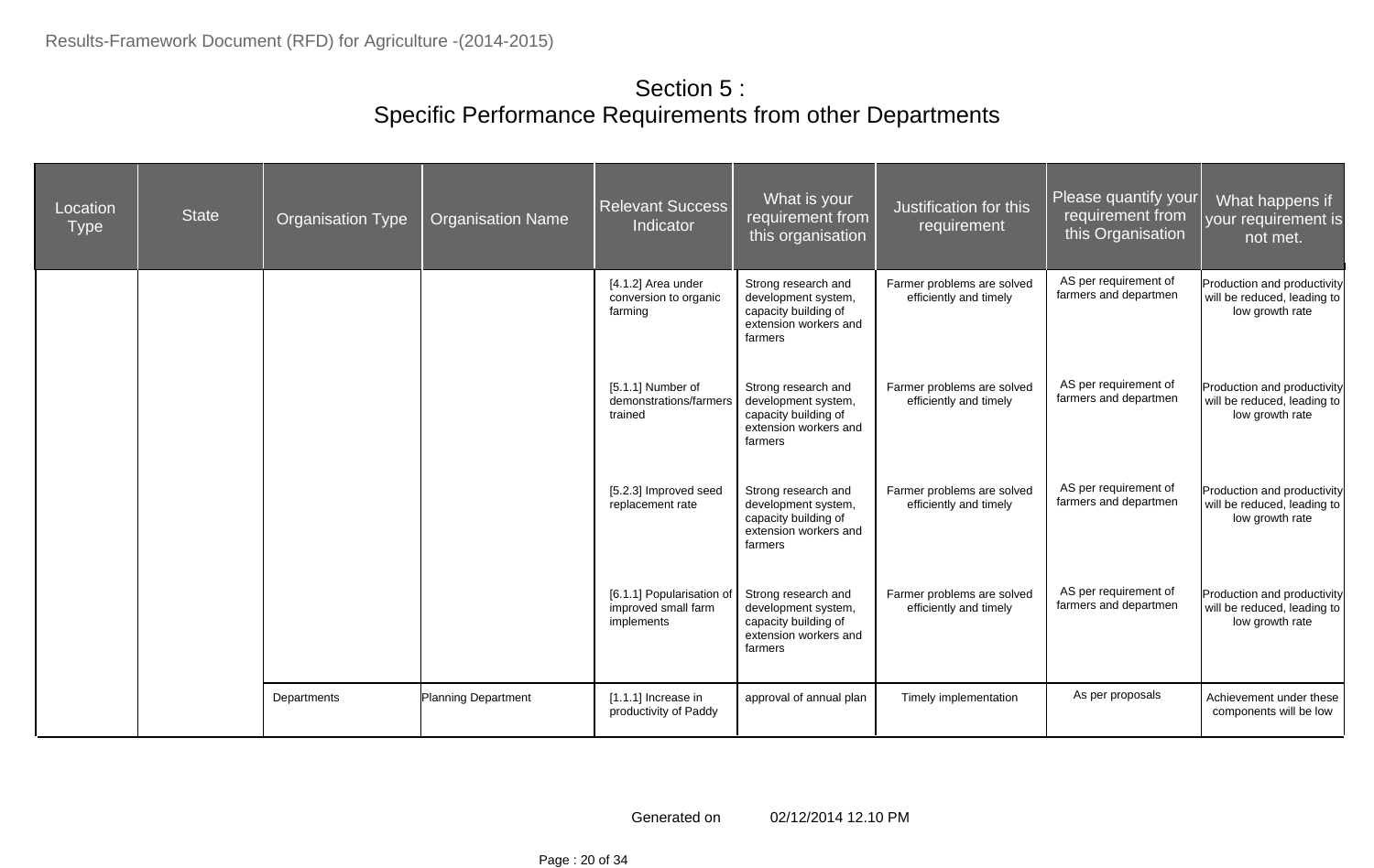# Section 5 :
## Specific Performance Requirements from other Departments

| Location Type | State | Organisation Type | Organisation Name | Relevant Success Indicator | What is your requirement from this organisation | Justification for this requirement | Please quantify your requirement from this Organisation | What happens if your requirement is not met. |
|---|---|---|---|---|---|---|---|---|
| | | | | [4.1.2] Area under conversion to organic farming | Strong research and development system, capacity building of extension workers and farmers | Farmer problems are solved efficiently and timely | AS per requirement of farmers and departmen | Production and productivity will be reduced, leading to low growth rate |
| | | | | [5.1.1] Number of demonstrations/farmers trained | Strong research and development system, capacity building of extension workers and farmers | Farmer problems are solved efficiently and timely | AS per requirement of farmers and departmen | Production and productivity will be reduced, leading to low growth rate |
| | | | | [5.2.3] Improved seed replacement rate | Strong research and development system, capacity building of extension workers and farmers | Farmer problems are solved efficiently and timely | AS per requirement of farmers and departmen | Production and productivity will be reduced, leading to low growth rate |
| | | | | [6.1.1] Popularisation of improved small farm implements | Strong research and development system, capacity building of extension workers and farmers | Farmer problems are solved efficiently and timely | AS per requirement of farmers and departmen | Production and productivity will be reduced, leading to low growth rate |
| | | Departments | Planning Department | [1.1.1] Increase in productivity of Paddy | approval of annual plan | Timely implementation | As per proposals | Achievement under these components will be low |

Generated on 02/12/2014 12.10 PM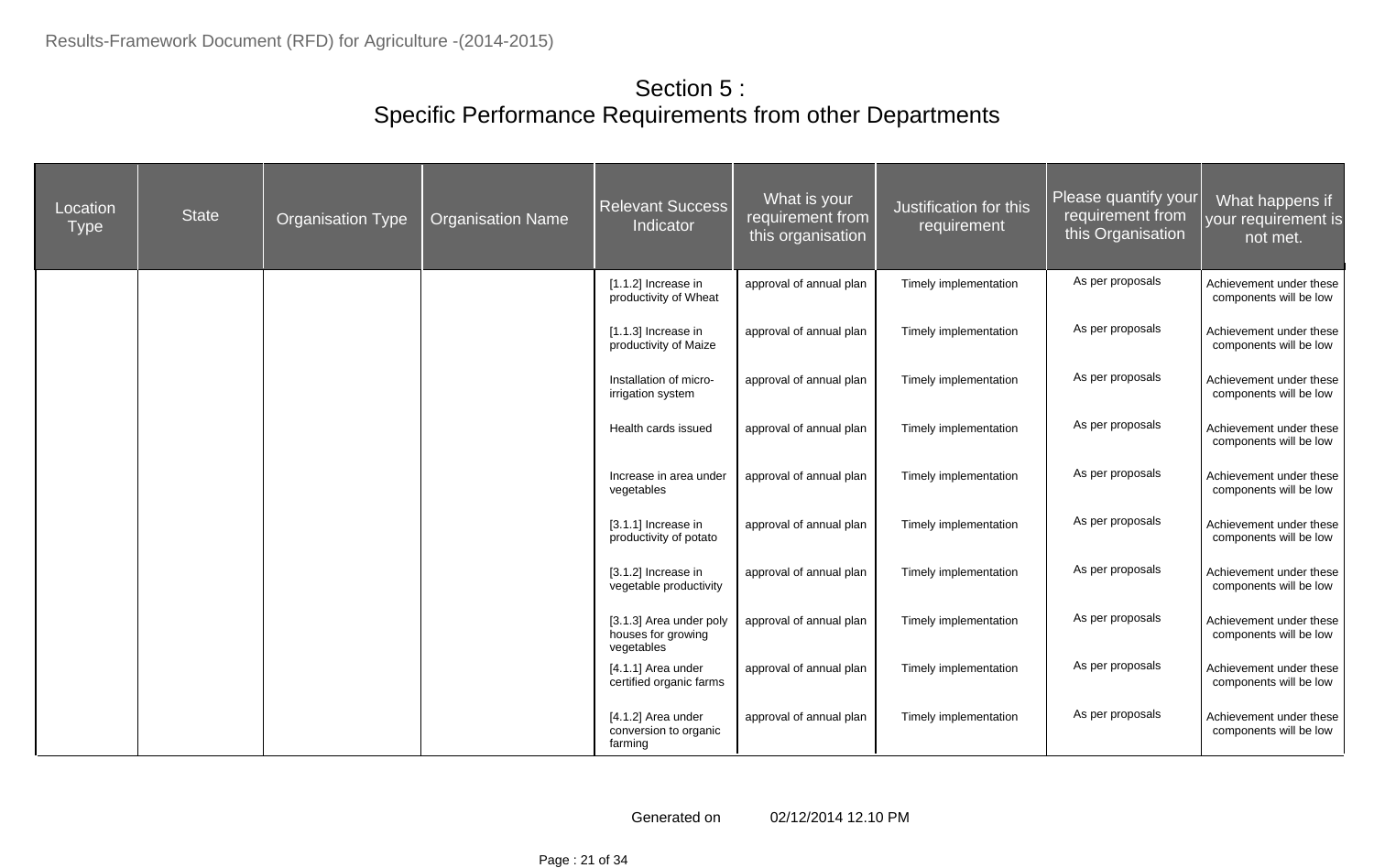# Section 5 :
## Specific Performance Requirements from other Departments

| Location Type | State | Organisation Type | Organisation Name | Relevant Success Indicator | What is your requirement from this organisation | Justification for this requirement | Please quantify your requirement from this Organisation | What happens if your requirement is not met. |
|---|---|---|---|---|---|---|---|---|
| | | | | [1.1.2] Increase in productivity of Wheat | approval of annual plan | Timely implementation | As per proposals | Achievement under these components will be low |
| | | | | [1.1.3] Increase in productivity of Maize | approval of annual plan | Timely implementation | As per proposals | Achievement under these components will be low |
| | | | | Installation of micro-irrigation system | approval of annual plan | Timely implementation | As per proposals | Achievement under these components will be low |
| | | | | Health cards issued | approval of annual plan | Timely implementation | As per proposals | Achievement under these components will be low |
| | | | | Increase in area under vegetables | approval of annual plan | Timely implementation | As per proposals | Achievement under these components will be low |
| | | | | [3.1.1] Increase in productivity of potato | approval of annual plan | Timely implementation | As per proposals | Achievement under these components will be low |
| | | | | [3.1.2] Increase in vegetable productivity | approval of annual plan | Timely implementation | As per proposals | Achievement under these components will be low |
| | | | | [3.1.3] Area under poly houses for growing vegetables | approval of annual plan | Timely implementation | As per proposals | Achievement under these components will be low |
| | | | | [4.1.1] Area under certified organic farms | approval of annual plan | Timely implementation | As per proposals | Achievement under these components will be low |
| | | | | [4.1.2] Area under conversion to organic farming | approval of annual plan | Timely implementation | As per proposals | Achievement under these components will be low |

Generated on 02/12/2014 12.10 PM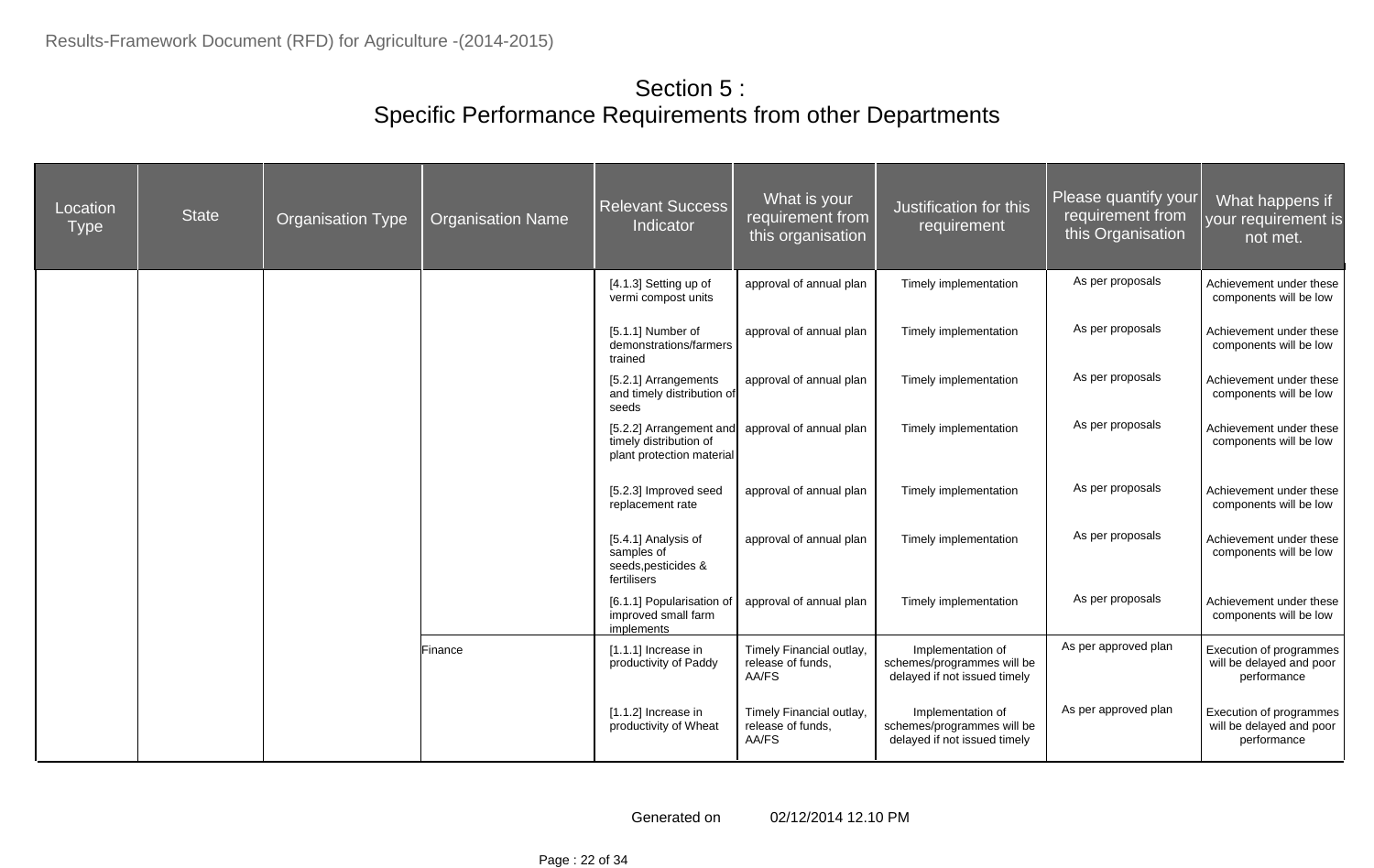# Section 5 :
# Specific Performance Requirements from other Departments

| Location Type | State | Organisation Type | Organisation Name | Relevant Success Indicator | What is your requirement from this organisation | Justification for this requirement | Please quantify your requirement from this Organisation | What happens if your requirement is not met. |
|---|---|---|---|---|---|---|---|---|
| | | | | [4.1.3] Setting up of vermi compost units | approval of annual plan | Timely implementation | As per proposals | Achievement under these components will be low |
| | | | | [5.1.1] Number of demonstrations/farmers trained | approval of annual plan | Timely implementation | As per proposals | Achievement under these components will be low |
| | | | | [5.2.1] Arrangements and timely distribution of seeds | approval of annual plan | Timely implementation | As per proposals | Achievement under these components will be low |
| | | | | [5.2.2] Arrangement and timely distribution of plant protection material | approval of annual plan | Timely implementation | As per proposals | Achievement under these components will be low |
| | | | | [5.2.3] Improved seed replacement rate | approval of annual plan | Timely implementation | As per proposals | Achievement under these components will be low |
| | | | | [5.4.1] Analysis of samples of seeds,pesticides & fertilisers | approval of annual plan | Timely implementation | As per proposals | Achievement under these components will be low |
| | | | | [6.1.1] Popularisation of improved small farm implements | approval of annual plan | Timely implementation | As per proposals | Achievement under these components will be low |
| | | | Finance | [1.1.1] Increase in productivity of Paddy | Timely Financial outlay, release of funds, AA/FS | Implementation of schemes/programmes will be delayed if not issued timely | As per approved plan | Execution of programmes will be delayed and poor performance |
| | | | | [1.1.2] Increase in productivity of Wheat | Timely Financial outlay, release of funds, AA/FS | Implementation of schemes/programmes will be delayed if not issued timely | As per approved plan | Execution of programmes will be delayed and poor performance |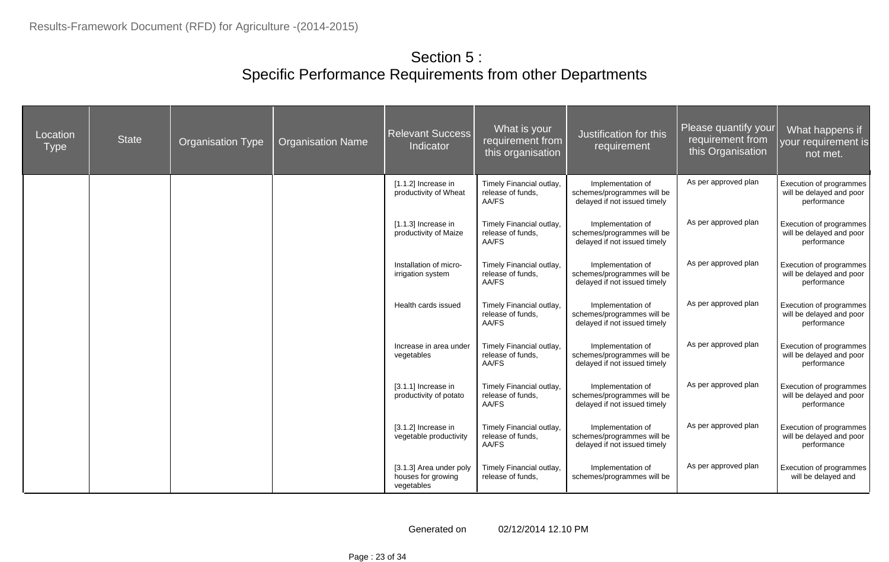## Section 5 :
## Specific Performance Requirements from other Departments

| Location Type | State | Organisation Type | Organisation Name | Relevant Success Indicator | What is your requirement from this organisation | Justification for this requirement | Please quantify your requirement from this Organisation | What happens if your requirement is not met. |
|---|---|---|---|---|---|---|---|---|
| | | | | [1.1.2] Increase in productivity of Wheat | Timely Financial outlay, release of funds, AA/FS | Implementation of schemes/programmes will be delayed if not issued timely | As per approved plan | Execution of programmes will be delayed and poor performance |
| | | | | [1.1.3] Increase in productivity of Maize | Timely Financial outlay, release of funds, AA/FS | Implementation of schemes/programmes will be delayed if not issued timely | As per approved plan | Execution of programmes will be delayed and poor performance |
| | | | | Installation of micro-irrigation system | Timely Financial outlay, release of funds, AA/FS | Implementation of schemes/programmes will be delayed if not issued timely | As per approved plan | Execution of programmes will be delayed and poor performance |
| | | | | Health cards issued | Timely Financial outlay, release of funds, AA/FS | Implementation of schemes/programmes will be delayed if not issued timely | As per approved plan | Execution of programmes will be delayed and poor performance |
| | | | | Increase in area under vegetables | Timely Financial outlay, release of funds, AA/FS | Implementation of schemes/programmes will be delayed if not issued timely | As per approved plan | Execution of programmes will be delayed and poor performance |
| | | | | [3.1.1] Increase in productivity of potato | Timely Financial outlay, release of funds, AA/FS | Implementation of schemes/programmes will be delayed if not issued timely | As per approved plan | Execution of programmes will be delayed and poor performance |
| | | | | [3.1.2] Increase in vegetable productivity | Timely Financial outlay, release of funds, AA/FS | Implementation of schemes/programmes will be delayed if not issued timely | As per approved plan | Execution of programmes will be delayed and poor performance |
| | | | | [3.1.3] Area under poly houses for growing vegetables | Timely Financial outlay, release of funds, | Implementation of schemes/programmes will be | As per approved plan | Execution of programmes will be delayed and |

Generated on 02/12/2014 12.10 PM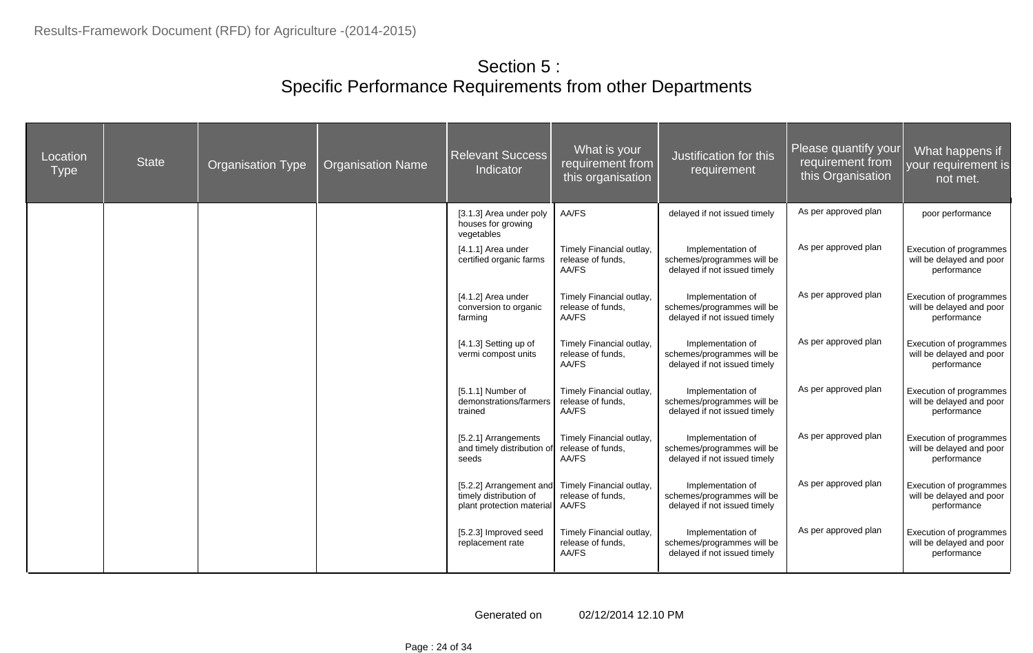# Section 5 :
# Specific Performance Requirements from other Departments

| Location Type | State | Organisation Type | Organisation Name | Relevant Success Indicator | What is your requirement from this organisation | Justification for this requirement | Please quantify your requirement from this Organisation | What happens if your requirement is not met. |
|---|---|---|---|---|---|---|---|---|
| | | | | [3.1.3] Area under poly houses for growing vegetables | AA/FS | delayed if not issued timely | As per approved plan | poor performance |
| | | | | [4.1.1] Area under certified organic farms | Timely Financial outlay, release of funds, AA/FS | Implementation of schemes/programmes will be delayed if not issued timely | As per approved plan | Execution of programmes will be delayed and poor performance |
| | | | | [4.1.2] Area under conversion to organic farming | Timely Financial outlay, release of funds, AA/FS | Implementation of schemes/programmes will be delayed if not issued timely | As per approved plan | Execution of programmes will be delayed and poor performance |
| | | | | [4.1.3] Setting up of vermi compost units | Timely Financial outlay, release of funds, AA/FS | Implementation of schemes/programmes will be delayed if not issued timely | As per approved plan | Execution of programmes will be delayed and poor performance |
| | | | | [5.1.1] Number of demonstrations/farmers trained | Timely Financial outlay, release of funds, AA/FS | Implementation of schemes/programmes will be delayed if not issued timely | As per approved plan | Execution of programmes will be delayed and poor performance |
| | | | | [5.2.1] Arrangements and timely distribution of seeds | Timely Financial outlay, release of funds, AA/FS | Implementation of schemes/programmes will be delayed if not issued timely | As per approved plan | Execution of programmes will be delayed and poor performance |
| | | | | [5.2.2] Arrangement and timely distribution of plant protection material | Timely Financial outlay, release of funds, AA/FS | Implementation of schemes/programmes will be delayed if not issued timely | As per approved plan | Execution of programmes will be delayed and poor performance |
| | | | | [5.2.3] Improved seed replacement rate | Timely Financial outlay, release of funds, AA/FS | Implementation of schemes/programmes will be delayed if not issued timely | As per approved plan | Execution of programmes will be delayed and poor performance |

Generated on 02/12/2014 12.10 PM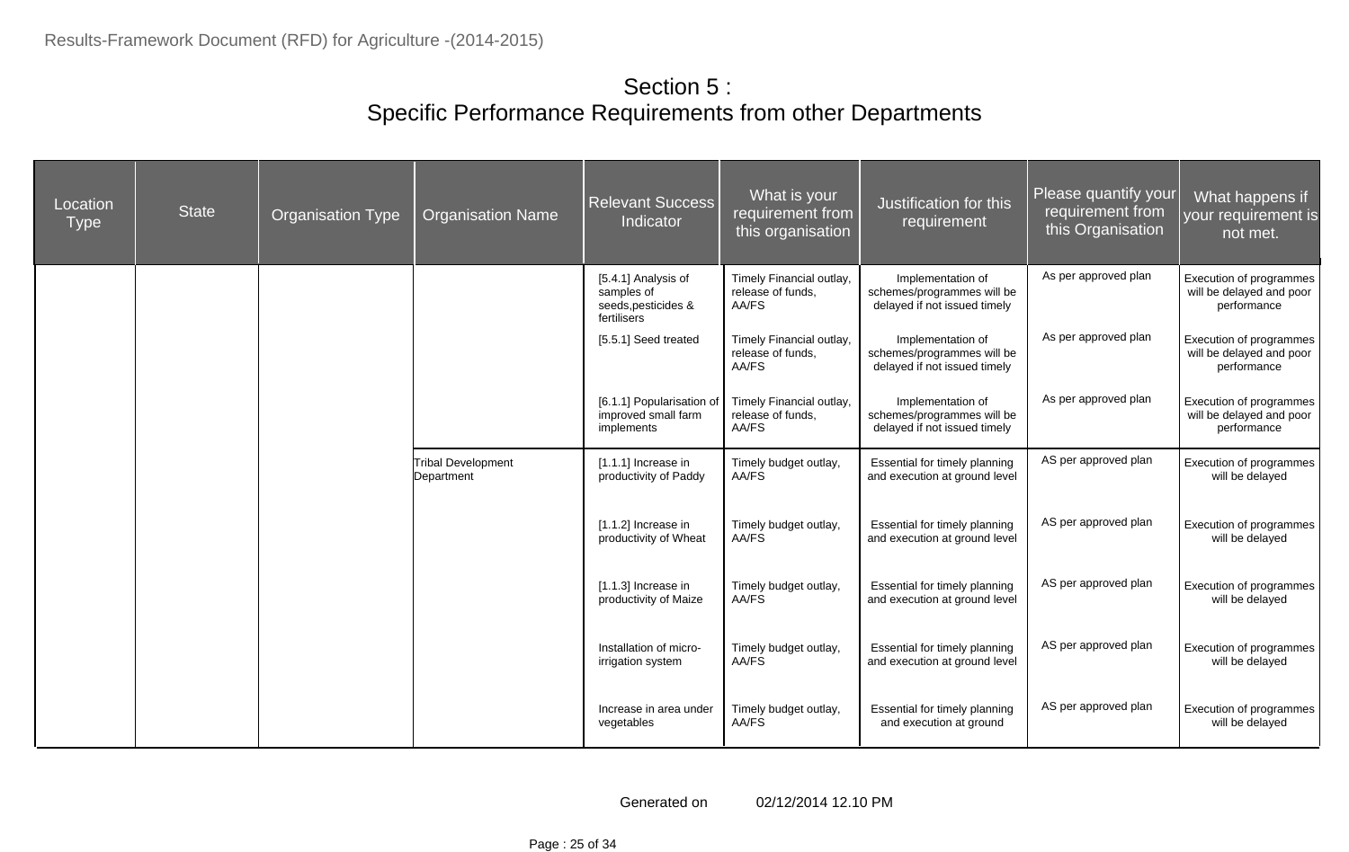# Section 5 : Specific Performance Requirements from other Departments

| Location Type | State | Organisation Type | Organisation Name | Relevant Success Indicator | What is your requirement from this organisation | Justification for this requirement | Please quantify your requirement from this Organisation | What happens if your requirement is not met. |
|---|---|---|---|---|---|---|---|---|
| | | | | [5.4.1] Analysis of samples of seeds,pesticides & fertilisers | Timely Financial outlay, release of funds, AA/FS | Implementation of schemes/programmes will be delayed if not issued timely | As per approved plan | Execution of programmes will be delayed and poor performance |
| | | | | [5.5.1] Seed treated | Timely Financial outlay, release of funds, AA/FS | Implementation of schemes/programmes will be delayed if not issued timely | As per approved plan | Execution of programmes will be delayed and poor performance |
| | | | | [6.1.1] Popularisation of improved small farm implements | Timely Financial outlay, release of funds, AA/FS | Implementation of schemes/programmes will be delayed if not issued timely | As per approved plan | Execution of programmes will be delayed and poor performance |
| | | | Tribal Development Department | [1.1.1] Increase in productivity of Paddy | Timely budget outlay, AA/FS | Essential for timely planning and execution at ground level | AS per approved plan | Execution of programmes will be delayed |
| | | | | [1.1.2] Increase in productivity of Wheat | Timely budget outlay, AA/FS | Essential for timely planning and execution at ground level | AS per approved plan | Execution of programmes will be delayed |
| | | | | [1.1.3] Increase in productivity of Maize | Timely budget outlay, AA/FS | Essential for timely planning and execution at ground level | AS per approved plan | Execution of programmes will be delayed |
| | | | | Installation of micro-irrigation system | Timely budget outlay, AA/FS | Essential for timely planning and execution at ground level | AS per approved plan | Execution of programmes will be delayed |
| | | | | Increase in area under vegetables | Timely budget outlay, AA/FS | Essential for timely planning and execution at ground | AS per approved plan | Execution of programmes will be delayed |

Generated on 02/12/2014 12.10 PM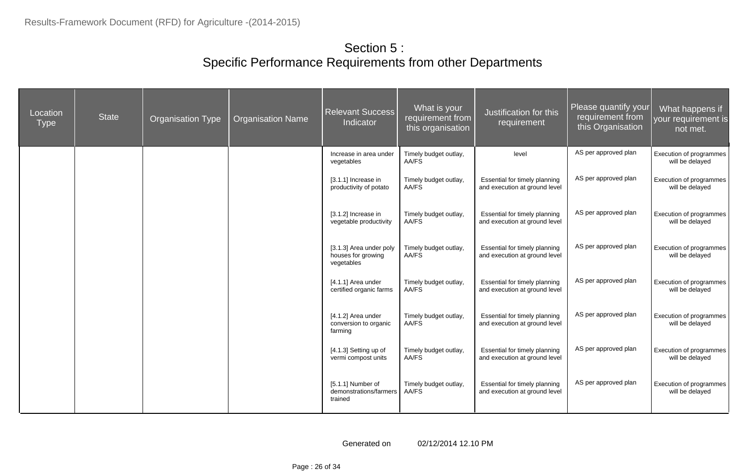# Section 5 :
## Specific Performance Requirements from other Departments

| Location Type | State | Organisation Type | Organisation Name | Relevant Success Indicator | What is your requirement from this organisation | Justification for this requirement | Please quantify your requirement from this Organisation | What happens if your requirement is not met. |
|---|---|---|---|---|---|---|---|---|
| | | | | Increase in area under vegetables | Timely budget outlay, AA/FS | level | AS per approved plan | Execution of programmes will be delayed |
| | | | | [3.1.1] Increase in productivity of potato | Timely budget outlay, AA/FS | Essential for timely planning and execution at ground level | AS per approved plan | Execution of programmes will be delayed |
| | | | | [3.1.2] Increase in vegetable productivity | Timely budget outlay, AA/FS | Essential for timely planning and execution at ground level | AS per approved plan | Execution of programmes will be delayed |
| | | | | [3.1.3] Area under poly houses for growing vegetables | Timely budget outlay, AA/FS | Essential for timely planning and execution at ground level | AS per approved plan | Execution of programmes will be delayed |
| | | | | [4.1.1] Area under certified organic farms | Timely budget outlay, AA/FS | Essential for timely planning and execution at ground level | AS per approved plan | Execution of programmes will be delayed |
| | | | | [4.1.2] Area under conversion to organic farming | Timely budget outlay, AA/FS | Essential for timely planning and execution at ground level | AS per approved plan | Execution of programmes will be delayed |
| | | | | [4.1.3] Setting up of vermi compost units | Timely budget outlay, AA/FS | Essential for timely planning and execution at ground level | AS per approved plan | Execution of programmes will be delayed |
| | | | | [5.1.1] Number of demonstrations/farmers trained | Timely budget outlay, AA/FS | Essential for timely planning and execution at ground level | AS per approved plan | Execution of programmes will be delayed |

Generated on 02/12/2014 12.10 PM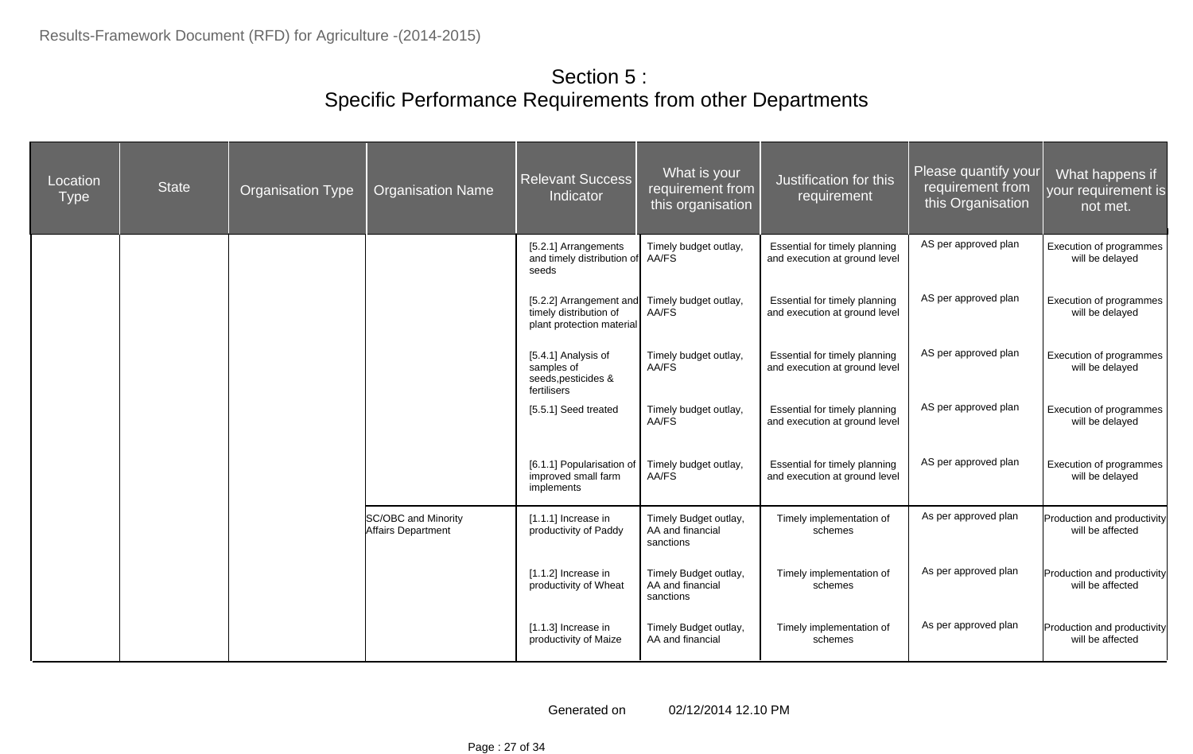# Section 5 :
## Specific Performance Requirements from other Departments

| Location Type | State | Organisation Type | Organisation Name | Relevant Success Indicator | What is your requirement from this organisation | Justification for this requirement | Please quantify your requirement from this Organisation | What happens if your requirement is not met. |
|---|---|---|---|---|---|---|---|---|
| | | | | [5.2.1] Arrangements and timely distribution of seeds | Timely budget outlay, AA/FS | Essential for timely planning and execution at ground level | AS per approved plan | Execution of programmes will be delayed |
| | | | | [5.2.2] Arrangement and timely distribution of plant protection material | Timely budget outlay, AA/FS | Essential for timely planning and execution at ground level | AS per approved plan | Execution of programmes will be delayed |
| | | | | [5.4.1] Analysis of samples of seeds,pesticides & fertilisers | Timely budget outlay, AA/FS | Essential for timely planning and execution at ground level | AS per approved plan | Execution of programmes will be delayed |
| | | | | [5.5.1] Seed treated | Timely budget outlay, AA/FS | Essential for timely planning and execution at ground level | AS per approved plan | Execution of programmes will be delayed |
| | | | | [6.1.1] Popularisation of improved small farm implements | Timely budget outlay, AA/FS | Essential for timely planning and execution at ground level | AS per approved plan | Execution of programmes will be delayed |
| | | | SC/OBC and Minority Affairs Department | [1.1.1] Increase in productivity of Paddy | Timely Budget outlay, AA and financial sanctions | Timely implementation of schemes | As per approved plan | Production and productivity will be affected |
| | | | | [1.1.2] Increase in productivity of Wheat | Timely Budget outlay, AA and financial sanctions | Timely implementation of schemes | As per approved plan | Production and productivity will be affected |
| | | | | [1.1.3] Increase in productivity of Maize | Timely Budget outlay, AA and financial | Timely implementation of schemes | As per approved plan | Production and productivity will be affected |

Generated on 02/12/2014 12.10 PM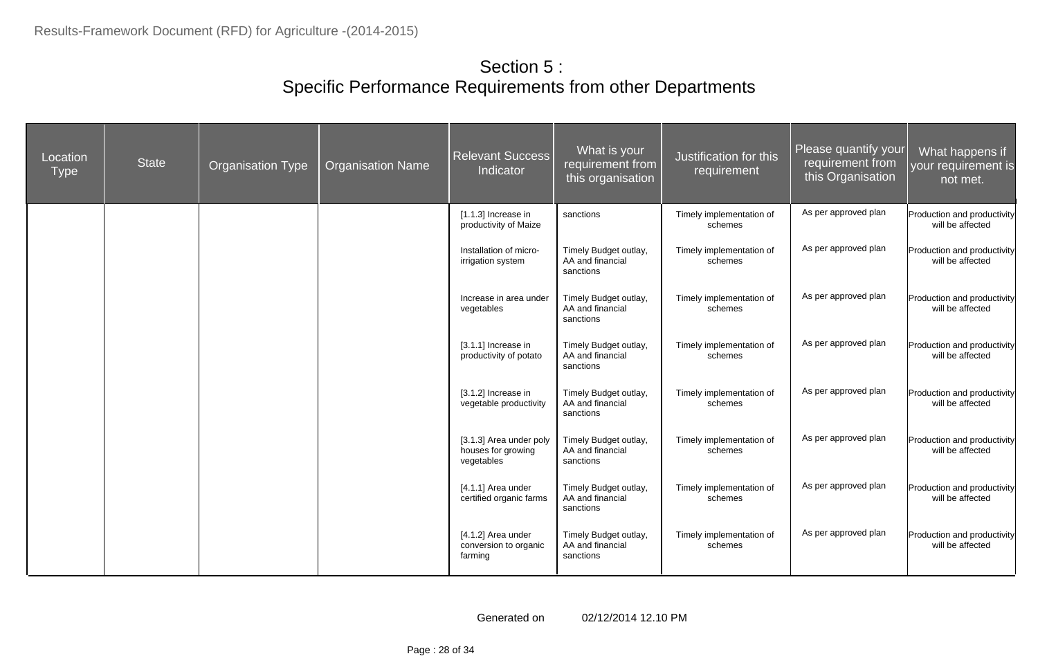# Section 5 :
## Specific Performance Requirements from other Departments

| Location Type | State | Organisation Type | Organisation Name | Relevant Success Indicator | What is your requirement from this organisation | Justification for this requirement | Please quantify your requirement from this Organisation | What happens if your requirement is not met. |
|---|---|---|---|---|---|---|---|---|
| | | | | [1.1.3] Increase in productivity of Maize | sanctions | Timely implementation of schemes | As per approved plan | Production and productivity will be affected |
| | | | | Installation of micro-irrigation system | Timely Budget outlay, AA and financial sanctions | Timely implementation of schemes | As per approved plan | Production and productivity will be affected |
| | | | | Increase in area under vegetables | Timely Budget outlay, AA and financial sanctions | Timely implementation of schemes | As per approved plan | Production and productivity will be affected |
| | | | | [3.1.1] Increase in productivity of potato | Timely Budget outlay, AA and financial sanctions | Timely implementation of schemes | As per approved plan | Production and productivity will be affected |
| | | | | [3.1.2] Increase in vegetable productivity | Timely Budget outlay, AA and financial sanctions | Timely implementation of schemes | As per approved plan | Production and productivity will be affected |
| | | | | [3.1.3] Area under poly houses for growing vegetables | Timely Budget outlay, AA and financial sanctions | Timely implementation of schemes | As per approved plan | Production and productivity will be affected |
| | | | | [4.1.1] Area under certified organic farms | Timely Budget outlay, AA and financial sanctions | Timely implementation of schemes | As per approved plan | Production and productivity will be affected |
| | | | | [4.1.2] Area under conversion to organic farming | Timely Budget outlay, AA and financial sanctions | Timely implementation of schemes | As per approved plan | Production and productivity will be affected |

Generated on 02/12/2014 12.10 PM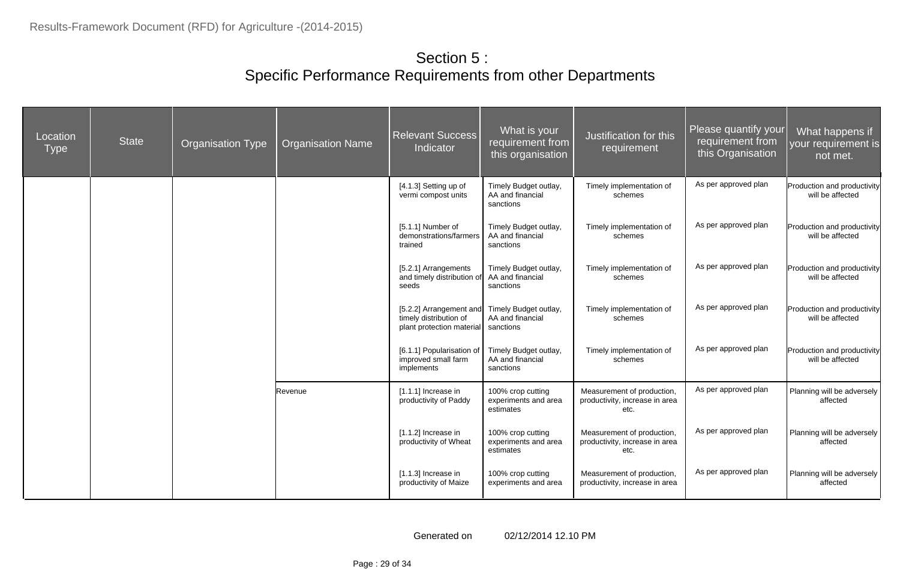## Section 5 :
## Specific Performance Requirements from other Departments

| Location Type | State | Organisation Type | Organisation Name | Relevant Success Indicator | What is your requirement from this organisation | Justification for this requirement | Please quantify your requirement from this Organisation | What happens if your requirement is not met. |
|---|---|---|---|---|---|---|---|---|
| | | | | [4.1.3] Setting up of vermi compost units | Timely Budget outlay, AA and financial sanctions | Timely implementation of schemes | As per approved plan | Production and productivity will be affected |
| | | | | [5.1.1] Number of demonstrations/farmers trained | Timely Budget outlay, AA and financial sanctions | Timely implementation of schemes | As per approved plan | Production and productivity will be affected |
| | | | | [5.2.1] Arrangements and timely distribution of seeds | Timely Budget outlay, AA and financial sanctions | Timely implementation of schemes | As per approved plan | Production and productivity will be affected |
| | | | | [5.2.2] Arrangement and timely distribution of plant protection material | Timely Budget outlay, AA and financial sanctions | Timely implementation of schemes | As per approved plan | Production and productivity will be affected |
| | | | | [6.1.1] Popularisation of improved small farm implements | Timely Budget outlay, AA and financial sanctions | Timely implementation of schemes | As per approved plan | Production and productivity will be affected |
| | | | Revenue | [1.1.1] Increase in productivity of Paddy | 100% crop cutting experiments and area estimates | Measurement of production, productivity, increase in area etc. | As per approved plan | Planning will be adversely affected |
| | | | | [1.1.2] Increase in productivity of Wheat | 100% crop cutting experiments and area estimates | Measurement of production, productivity, increase in area etc. | As per approved plan | Planning will be adversely affected |
| | | | | [1.1.3] Increase in productivity of Maize | 100% crop cutting experiments and area | Measurement of production, productivity, increase in area | As per approved plan | Planning will be adversely affected |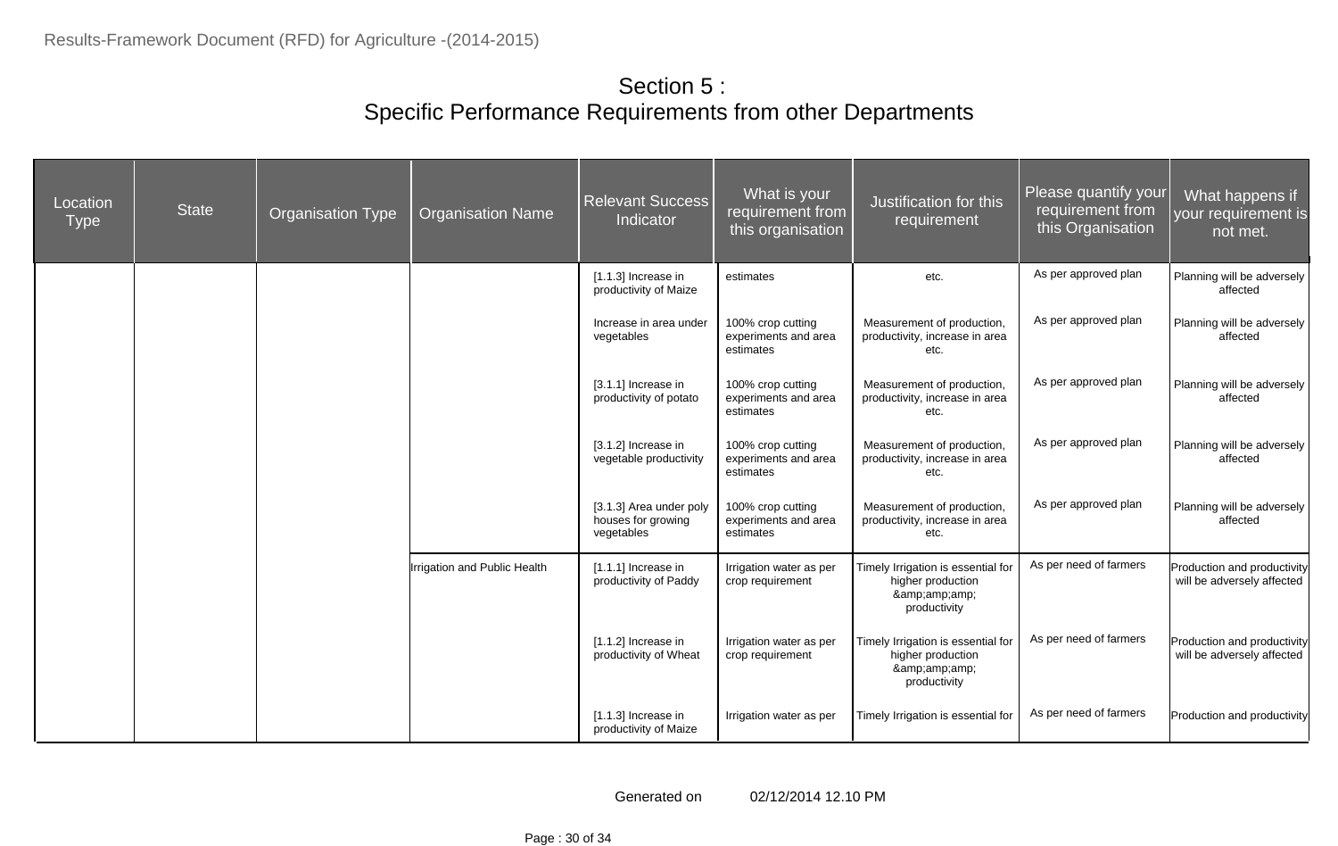# Section 5 :
# Specific Performance Requirements from other Departments

| Location Type | State | Organisation Type | Organisation Name | Relevant Success Indicator | What is your requirement from this organisation | Justification for this requirement | Please quantify your requirement from this Organisation | What happens if your requirement is not met. |
|---|---|---|---|---|---|---|---|---|
| | | | | [1.1.3] Increase in productivity of Maize | estimates | etc. | As per approved plan | Planning will be adversely affected |
| | | | | Increase in area under vegetables | 100% crop cutting experiments and area estimates | Measurement of production, productivity, increase in area etc. | As per approved plan | Planning will be adversely affected |
| | | | | [3.1.1] Increase in productivity of potato | 100% crop cutting experiments and area estimates | Measurement of production, productivity, increase in area etc. | As per approved plan | Planning will be adversely affected |
| | | | | [3.1.2] Increase in vegetable productivity | 100% crop cutting experiments and area estimates | Measurement of production, productivity, increase in area etc. | As per approved plan | Planning will be adversely affected |
| | | | | [3.1.3] Area under poly houses for growing vegetables | 100% crop cutting experiments and area estimates | Measurement of production, productivity, increase in area etc. | As per approved plan | Planning will be adversely affected |
| | | | Irrigation and Public Health | [1.1.1] Increase in productivity of Paddy | Irrigation water as per crop requirement | Timely Irrigation is essential for higher production &amp;amp;amp; productivity | As per need of farmers | Production and productivity will be adversely affected |
| | | | | [1.1.2] Increase in productivity of Wheat | Irrigation water as per crop requirement | Timely Irrigation is essential for higher production &amp;amp;amp; productivity | As per need of farmers | Production and productivity will be adversely affected |
| | | | | [1.1.3] Increase in productivity of Maize | Irrigation water as per | Timely Irrigation is essential for | As per need of farmers | Production and productivity |

Generated on 02/12/2014 12.10 PM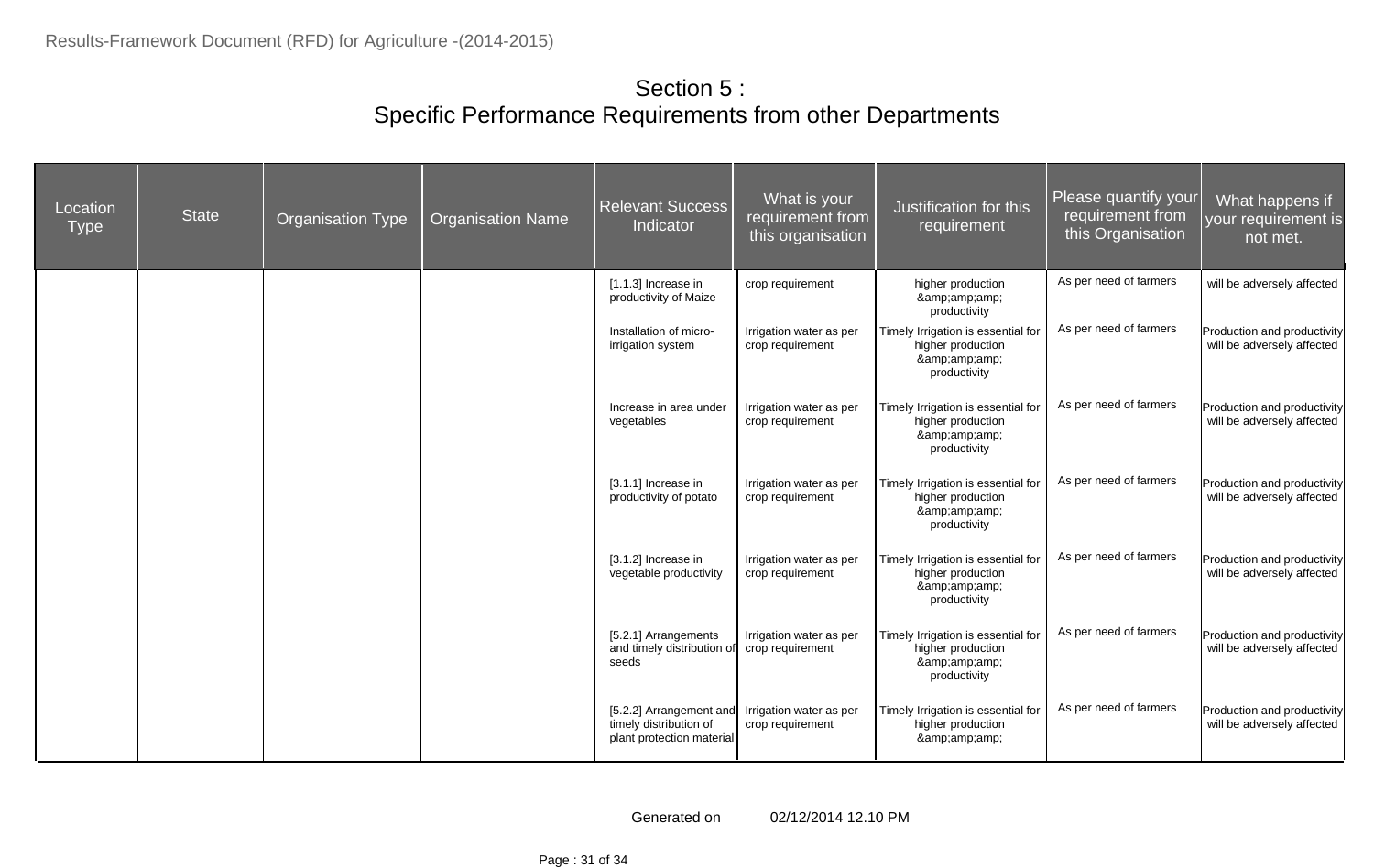# Section 5 :
# Specific Performance Requirements from other Departments

| Location Type | State | Organisation Type | Organisation Name | Relevant Success Indicator | What is your requirement from this organisation | Justification for this requirement | Please quantify your requirement from this Organisation | What happens if your requirement is not met. |
|---|---|---|---|---|---|---|---|---|
| | | | | [1.1.3] Increase in productivity of Maize | crop requirement | higher production &amp;amp;amp; productivity | As per need of farmers | will be adversely affected |
| | | | | Installation of micro-irrigation system | Irrigation water as per crop requirement | Timely Irrigation is essential for higher production &amp;amp;amp; productivity | As per need of farmers | Production and productivity will be adversely affected |
| | | | | Increase in area under vegetables | Irrigation water as per crop requirement | Timely Irrigation is essential for higher production &amp;amp;amp; productivity | As per need of farmers | Production and productivity will be adversely affected |
| | | | | [3.1.1] Increase in productivity of potato | Irrigation water as per crop requirement | Timely Irrigation is essential for higher production &amp;amp;amp; productivity | As per need of farmers | Production and productivity will be adversely affected |
| | | | | [3.1.2] Increase in vegetable productivity | Irrigation water as per crop requirement | Timely Irrigation is essential for higher production &amp;amp;amp; productivity | As per need of farmers | Production and productivity will be adversely affected |
| | | | | [5.2.1] Arrangements and timely distribution of seeds | Irrigation water as per crop requirement | Timely Irrigation is essential for higher production &amp;amp;amp; productivity | As per need of farmers | Production and productivity will be adversely affected |
| | | | | [5.2.2] Arrangement and timely distribution of plant protection material | Irrigation water as per crop requirement | Timely Irrigation is essential for higher production &amp;amp;amp; | As per need of farmers | Production and productivity will be adversely affected |

Generated on 02/12/2014 12.10 PM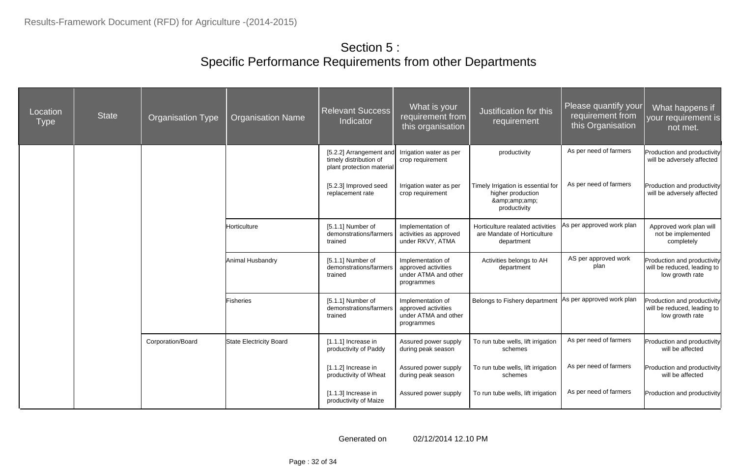# Section 5 : Specific Performance Requirements from other Departments

| Location Type | State | Organisation Type | Organisation Name | Relevant Success Indicator | What is your requirement from this organisation | Justification for this requirement | Please quantify your requirement from this Organisation | What happens if your requirement is not met. |
|---|---|---|---|---|---|---|---|---|
| | | | | [5.2.2] Arrangement and timely distribution of plant protection material | Irrigation water as per crop requirement | productivity | As per need of farmers | Production and productivity will be adversely affected |
| | | | | [5.2.3] Improved seed replacement rate | Irrigation water as per crop requirement | Timely Irrigation is essential for higher production &amp;amp;amp; productivity | As per need of farmers | Production and productivity will be adversely affected |
| | | | Horticulture | [5.1.1] Number of demonstrations/farmers trained | Implementation of activities as approved under RKVY, ATMA | Horticulture realated activities are Mandate of Horticulture department | As per approved work plan | Approved work plan will not be implemented completely |
| | | | Animal Husbandry | [5.1.1] Number of demonstrations/farmers trained | Implementation of approved activities under ATMA and other programmes | Activities belongs to AH department | AS per approved work plan | Production and productivity will be reduced, leading to low growth rate |
| | | | Fisheries | [5.1.1] Number of demonstrations/farmers trained | Implementation of approved activities under ATMA and other programmes | Belongs to Fishery department | As per approved work plan | Production and productivity will be reduced, leading to low growth rate |
| | | Corporation/Board | State Electricity Board | [1.1.1] Increase in productivity of Paddy | Assured power supply during peak season | To run tube wells, lift irrigation schemes | As per need of farmers | Production and productivity will be affected |
| | | | | [1.1.2] Increase in productivity of Wheat | Assured power supply during peak season | To run tube wells, lift irrigation schemes | As per need of farmers | Production and productivity will be affected |
| | | | | [1.1.3] Increase in productivity of Maize | Assured power supply | To run tube wells, lift irrigation | As per need of farmers | Production and productivity |

Generated on 02/12/2014 12.10 PM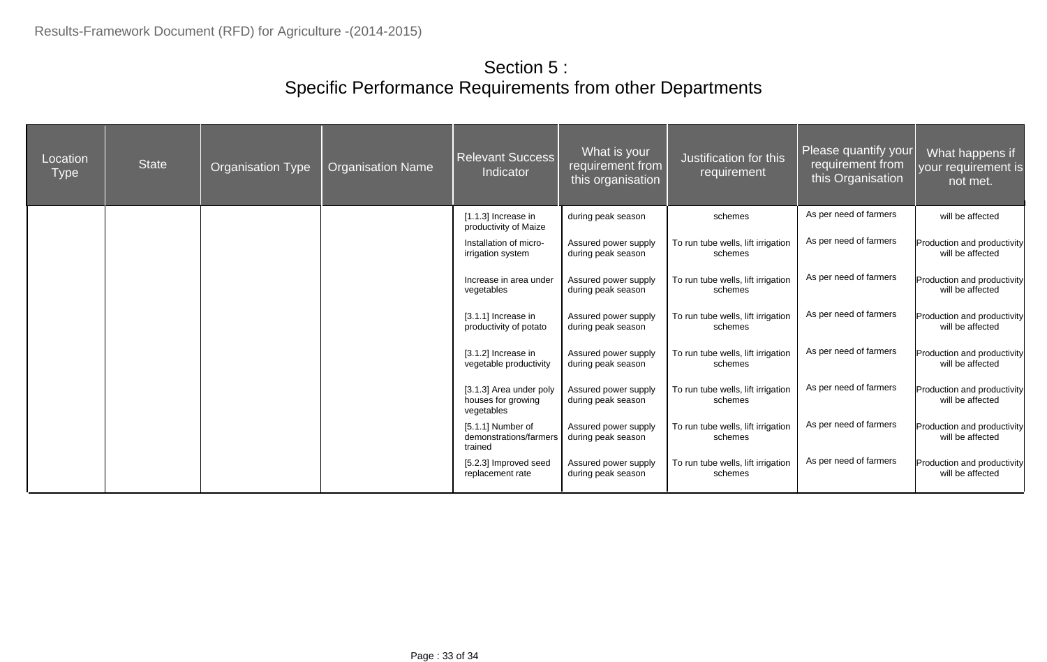# Section 5 :
# Specific Performance Requirements from other Departments

| Location Type | State | Organisation Type | Organisation Name | Relevant Success Indicator | What is your requirement from this organisation | Justification for this requirement | Please quantify your requirement from this Organisation | What happens if your requirement is not met. |
|---|---|---|---|---|---|---|---|---|
| | | | | [1.1.3] Increase in productivity of Maize | during peak season | schemes | As per need of farmers | will be affected |
| | | | | Installation of micro-irrigation system | Assured power supply during peak season | To run tube wells, lift irrigation schemes | As per need of farmers | Production and productivity will be affected |
| | | | | Increase in area under vegetables | Assured power supply during peak season | To run tube wells, lift irrigation schemes | As per need of farmers | Production and productivity will be affected |
| | | | | [3.1.1] Increase in productivity of potato | Assured power supply during peak season | To run tube wells, lift irrigation schemes | As per need of farmers | Production and productivity will be affected |
| | | | | [3.1.2] Increase in vegetable productivity | Assured power supply during peak season | To run tube wells, lift irrigation schemes | As per need of farmers | Production and productivity will be affected |
| | | | | [3.1.3] Area under poly houses for growing vegetables | Assured power supply during peak season | To run tube wells, lift irrigation schemes | As per need of farmers | Production and productivity will be affected |
| | | | | [5.1.1] Number of demonstrations/farmers trained | Assured power supply during peak season | To run tube wells, lift irrigation schemes | As per need of farmers | Production and productivity will be affected |
| | | | | [5.2.3] Improved seed replacement rate | Assured power supply during peak season | To run tube wells, lift irrigation schemes | As per need of farmers | Production and productivity will be affected |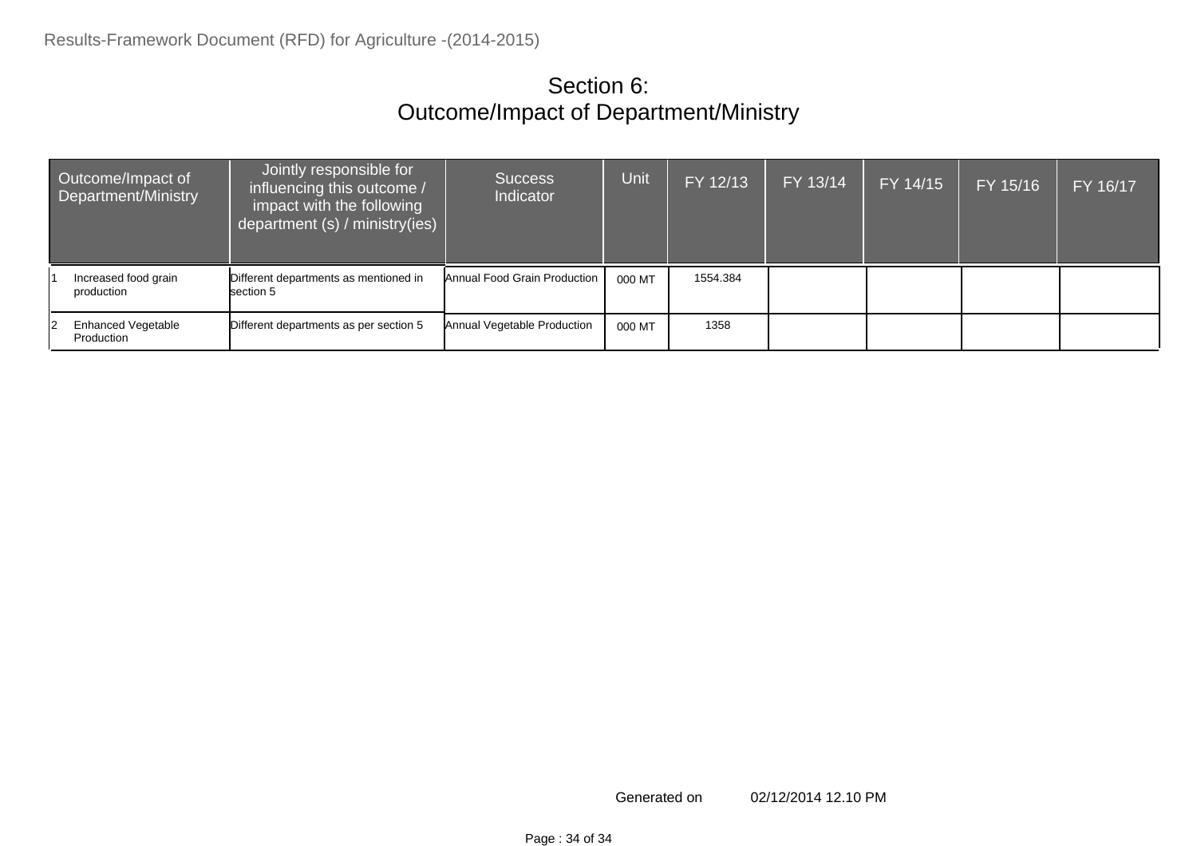# Section 6:
# Outcome/Impact of Department/Ministry

| | Outcome/Impact of Department/Ministry | Jointly responsible for influencing this outcome / impact with the following department (s) / ministry(ies) | Success Indicator | Unit | FY 12/13 | FY 13/14 | FY 14/15 | FY 15/16 | FY 16/17 |
|---|---|---|---|---|---|---|---|---|---|
| 1 | Increased food grain production | Different departments as mentioned in section 5 | Annual Food Grain Production | 000 MT | 1554.384 | | | | |
| 2 | Enhanced Vegetable Production | Different departments as per section 5 | Annual Vegetable Production | 000 MT | 1358 | | | | |

Generated on 02/12/2014 12.10 PM